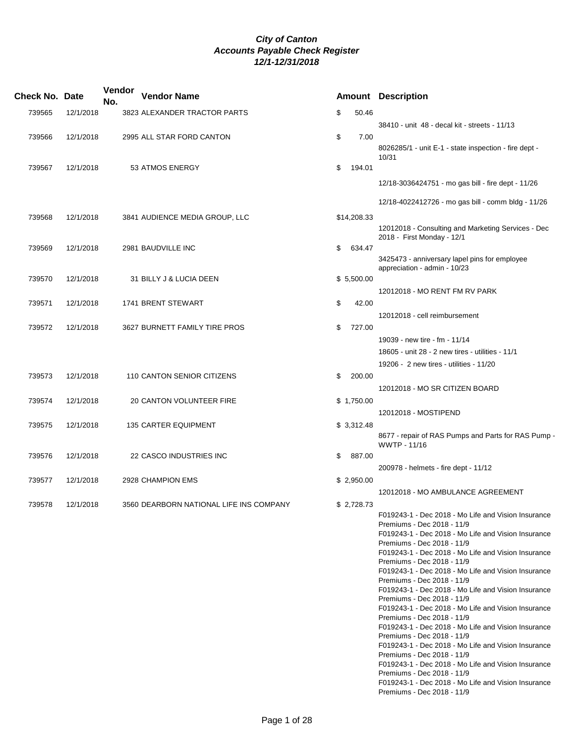***City of Canton***
***Accounts Payable Check Register***
***12/1-12/31/2018***

| Check No. | Date | Vendor No. | Vendor Name | Amount | Description |
|---|---|---|---|---|---|
| 739565 | 12/1/2018 | 3823 | ALEXANDER TRACTOR PARTS | $ 50.46 | |
| | | | | | 38410 - unit 48 - decal kit - streets - 11/13 |
| 739566 | 12/1/2018 | 2995 | ALL STAR FORD CANTON | $ 7.00 | |
| | | | | | 8026285/1 - unit E-1 - state inspection - fire dept - 10/31 |
| 739567 | 12/1/2018 | 53 | ATMOS ENERGY | $ 194.01 | |
| | | | | | 12/18-3036424751 - mo gas bill - fire dept - 11/26 |
| | | | | | 12/18-4022412726 - mo gas bill - comm bldg - 11/26 |
| 739568 | 12/1/2018 | 3841 | AUDIENCE MEDIA GROUP, LLC | $14,208.33 | |
| | | | | | 12012018 - Consulting and Marketing Services - Dec 2018 - First Monday - 12/1 |
| 739569 | 12/1/2018 | 2981 | BAUDVILLE INC | $ 634.47 | |
| | | | | | 3425473 - anniversary lapel pins for employee appreciation - admin - 10/23 |
| 739570 | 12/1/2018 | 31 | BILLY J & LUCIA DEEN | $ 5,500.00 | |
| | | | | | 12012018 - MO RENT FM RV PARK |
| 739571 | 12/1/2018 | 1741 | BRENT STEWART | $ 42.00 | |
| | | | | | 12012018 - cell reimbursement |
| 739572 | 12/1/2018 | 3627 | BURNETT FAMILY TIRE PROS | $ 727.00 | |
| | | | | | 19039 - new tire - fm - 11/14 |
| | | | | | 18605 - unit 28 - 2 new tires - utilities - 11/1 |
| | | | | | 19206 - 2 new tires - utilities - 11/20 |
| 739573 | 12/1/2018 | 110 | CANTON SENIOR CITIZENS | $ 200.00 | |
| | | | | | 12012018 - MO SR CITIZEN BOARD |
| 739574 | 12/1/2018 | 20 | CANTON VOLUNTEER FIRE | $ 1,750.00 | |
| | | | | | 12012018 - MOSTIPEND |
| 739575 | 12/1/2018 | 135 | CARTER EQUIPMENT | $ 3,312.48 | |
| | | | | | 8677 - repair of RAS Pumps and Parts for RAS Pump - WWTP - 11/16 |
| 739576 | 12/1/2018 | 22 | CASCO INDUSTRIES INC | $ 887.00 | |
| | | | | | 200978 - helmets - fire dept - 11/12 |
| 739577 | 12/1/2018 | 2928 | CHAMPION EMS | $ 2,950.00 | |
| | | | | | 12012018 - MO AMBULANCE AGREEMENT |
| 739578 | 12/1/2018 | 3560 | DEARBORN NATIONAL LIFE INS COMPANY | $ 2,728.73 | |
| | | | | | F019243-1 - Dec 2018 - Mo Life and Vision Insurance Premiums - Dec 2018 - 11/9 |
| | | | | | F019243-1 - Dec 2018 - Mo Life and Vision Insurance Premiums - Dec 2018 - 11/9 |
| | | | | | F019243-1 - Dec 2018 - Mo Life and Vision Insurance Premiums - Dec 2018 - 11/9 |
| | | | | | F019243-1 - Dec 2018 - Mo Life and Vision Insurance Premiums - Dec 2018 - 11/9 |
| | | | | | F019243-1 - Dec 2018 - Mo Life and Vision Insurance Premiums - Dec 2018 - 11/9 |
| | | | | | F019243-1 - Dec 2018 - Mo Life and Vision Insurance Premiums - Dec 2018 - 11/9 |
| | | | | | F019243-1 - Dec 2018 - Mo Life and Vision Insurance Premiums - Dec 2018 - 11/9 |
| | | | | | F019243-1 - Dec 2018 - Mo Life and Vision Insurance Premiums - Dec 2018 - 11/9 |
| | | | | | F019243-1 - Dec 2018 - Mo Life and Vision Insurance Premiums - Dec 2018 - 11/9 |
| | | | | | F019243-1 - Dec 2018 - Mo Life and Vision Insurance Premiums - Dec 2018 - 11/9 |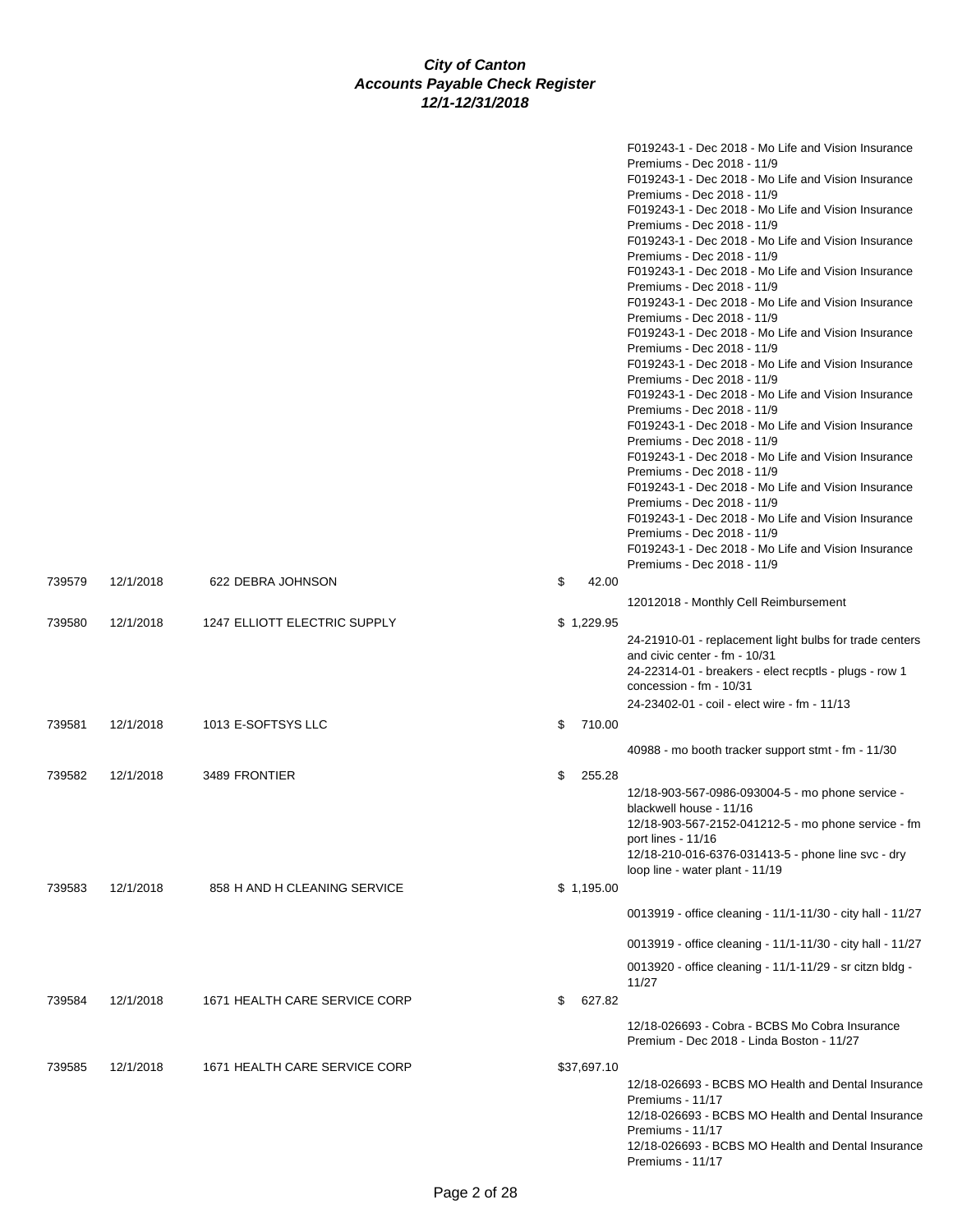***City of Canton***
***Accounts Payable Check Register***
***12/1-12/31/2018***

| Check # | Date | Vendor | Amount | Description |
|---|---|---|---|---|
| | | | | F019243-1 - Dec 2018 - Mo Life and Vision Insurance Premiums - Dec 2018 - 11/9 |
| | | | | F019243-1 - Dec 2018 - Mo Life and Vision Insurance Premiums - Dec 2018 - 11/9 |
| | | | | F019243-1 - Dec 2018 - Mo Life and Vision Insurance Premiums - Dec 2018 - 11/9 |
| | | | | F019243-1 - Dec 2018 - Mo Life and Vision Insurance Premiums - Dec 2018 - 11/9 |
| | | | | F019243-1 - Dec 2018 - Mo Life and Vision Insurance Premiums - Dec 2018 - 11/9 |
| | | | | F019243-1 - Dec 2018 - Mo Life and Vision Insurance Premiums - Dec 2018 - 11/9 |
| | | | | F019243-1 - Dec 2018 - Mo Life and Vision Insurance Premiums - Dec 2018 - 11/9 |
| | | | | F019243-1 - Dec 2018 - Mo Life and Vision Insurance Premiums - Dec 2018 - 11/9 |
| | | | | F019243-1 - Dec 2018 - Mo Life and Vision Insurance Premiums - Dec 2018 - 11/9 |
| | | | | F019243-1 - Dec 2018 - Mo Life and Vision Insurance Premiums - Dec 2018 - 11/9 |
| | | | | F019243-1 - Dec 2018 - Mo Life and Vision Insurance Premiums - Dec 2018 - 11/9 |
| | | | | F019243-1 - Dec 2018 - Mo Life and Vision Insurance Premiums - Dec 2018 - 11/9 |
| | | | | F019243-1 - Dec 2018 - Mo Life and Vision Insurance Premiums - Dec 2018 - 11/9 |
| | | | | F019243-1 - Dec 2018 - Mo Life and Vision Insurance Premiums - Dec 2018 - 11/9 |
| 739579 | 12/1/2018 | 622 DEBRA JOHNSON | $ 42.00 | |
| | | | | 12012018 - Monthly Cell Reimbursement |
| 739580 | 12/1/2018 | 1247 ELLIOTT ELECTRIC SUPPLY | $ 1,229.95 | |
| | | | | 24-21910-01 - replacement light bulbs for trade centers and civic center - fm - 10/31 |
| | | | | 24-22314-01 - breakers - elect recptls - plugs - row 1 concession - fm - 10/31 |
| | | | | 24-23402-01 - coil - elect wire - fm - 11/13 |
| 739581 | 12/1/2018 | 1013 E-SOFTSYS LLC | $ 710.00 | |
| | | | | 40988 - mo booth tracker support stmt - fm - 11/30 |
| 739582 | 12/1/2018 | 3489 FRONTIER | $ 255.28 | |
| | | | | 12/18-903-567-0986-093004-5 - mo phone service - blackwell house - 11/16 |
| | | | | 12/18-903-567-2152-041212-5 - mo phone service - fm port lines - 11/16 |
| | | | | 12/18-210-016-6376-031413-5 - phone line svc - dry loop line - water plant - 11/19 |
| 739583 | 12/1/2018 | 858 H AND H CLEANING SERVICE | $ 1,195.00 | |
| | | | | 0013919 - office cleaning - 11/1-11/30 - city hall - 11/27 |
| | | | | 0013919 - office cleaning - 11/1-11/30 - city hall - 11/27 |
| | | | | 0013920 - office cleaning - 11/1-11/29 - sr citzn bldg - 11/27 |
| 739584 | 12/1/2018 | 1671 HEALTH CARE SERVICE CORP | $ 627.82 | |
| | | | | 12/18-026693 - Cobra - BCBS Mo Cobra Insurance Premium - Dec 2018 - Linda Boston - 11/27 |
| 739585 | 12/1/2018 | 1671 HEALTH CARE SERVICE CORP | $37,697.10 | |
| | | | | 12/18-026693 - BCBS MO Health and Dental Insurance Premiums - 11/17 |
| | | | | 12/18-026693 - BCBS MO Health and Dental Insurance Premiums - 11/17 |
| | | | | 12/18-026693 - BCBS MO Health and Dental Insurance Premiums - 11/17 |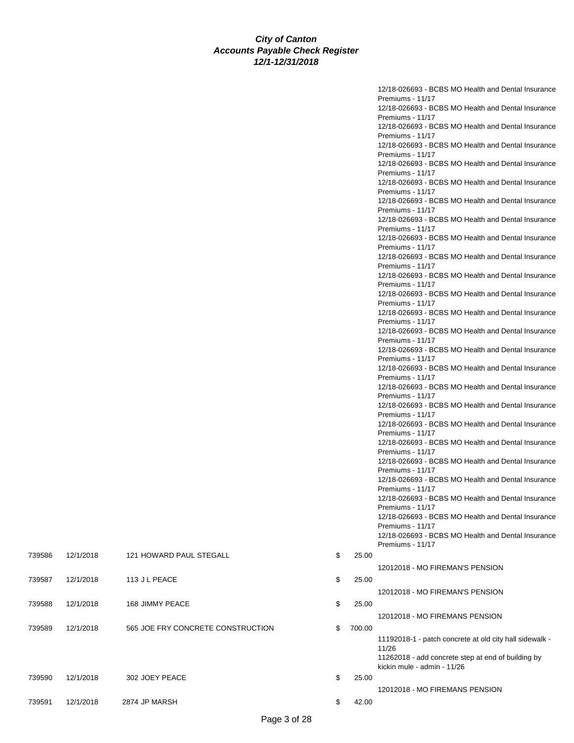# City of Canton
## Accounts Payable Check Register
### 12/1-12/31/2018

| Check # | Date | Vendor | | Amount | Description |
|---|---|---|---|---|---|
| | | | | | 12/18-026693 - BCBS MO Health and Dental Insurance Premiums - 11/17 |
| | | | | | 12/18-026693 - BCBS MO Health and Dental Insurance Premiums - 11/17 |
| | | | | | 12/18-026693 - BCBS MO Health and Dental Insurance Premiums - 11/17 |
| | | | | | 12/18-026693 - BCBS MO Health and Dental Insurance Premiums - 11/17 |
| | | | | | 12/18-026693 - BCBS MO Health and Dental Insurance Premiums - 11/17 |
| | | | | | 12/18-026693 - BCBS MO Health and Dental Insurance Premiums - 11/17 |
| | | | | | 12/18-026693 - BCBS MO Health and Dental Insurance Premiums - 11/17 |
| | | | | | 12/18-026693 - BCBS MO Health and Dental Insurance Premiums - 11/17 |
| | | | | | 12/18-026693 - BCBS MO Health and Dental Insurance Premiums - 11/17 |
| | | | | | 12/18-026693 - BCBS MO Health and Dental Insurance Premiums - 11/17 |
| | | | | | 12/18-026693 - BCBS MO Health and Dental Insurance Premiums - 11/17 |
| | | | | | 12/18-026693 - BCBS MO Health and Dental Insurance Premiums - 11/17 |
| | | | | | 12/18-026693 - BCBS MO Health and Dental Insurance Premiums - 11/17 |
| | | | | | 12/18-026693 - BCBS MO Health and Dental Insurance Premiums - 11/17 |
| | | | | | 12/18-026693 - BCBS MO Health and Dental Insurance Premiums - 11/17 |
| | | | | | 12/18-026693 - BCBS MO Health and Dental Insurance Premiums - 11/17 |
| | | | | | 12/18-026693 - BCBS MO Health and Dental Insurance Premiums - 11/17 |
| | | | | | 12/18-026693 - BCBS MO Health and Dental Insurance Premiums - 11/17 |
| | | | | | 12/18-026693 - BCBS MO Health and Dental Insurance Premiums - 11/17 |
| | | | | | 12/18-026693 - BCBS MO Health and Dental Insurance Premiums - 11/17 |
| | | | | | 12/18-026693 - BCBS MO Health and Dental Insurance Premiums - 11/17 |
| | | | | | 12/18-026693 - BCBS MO Health and Dental Insurance Premiums - 11/17 |
| | | | | | 12/18-026693 - BCBS MO Health and Dental Insurance Premiums - 11/17 |
| | | | | | 12/18-026693 - BCBS MO Health and Dental Insurance Premiums - 11/17 |
| | | | | | 12/18-026693 - BCBS MO Health and Dental Insurance Premiums - 11/17 |
| 739586 | 12/1/2018 | 121 HOWARD PAUL STEGALL | $ | 25.00 | |
| | | | | | 12012018 - MO FIREMAN'S PENSION |
| 739587 | 12/1/2018 | 113 J L PEACE | $ | 25.00 | |
| | | | | | 12012018 - MO FIREMAN'S PENSION |
| 739588 | 12/1/2018 | 168 JIMMY PEACE | $ | 25.00 | |
| | | | | | 12012018 - MO FIREMANS PENSION |
| 739589 | 12/1/2018 | 565 JOE FRY CONCRETE CONSTRUCTION | $ | 700.00 | |
| | | | | | 11192018-1 - patch concrete at old city hall sidewalk - 11/26 |
| | | | | | 11262018 - add concrete step at end of building by kickin mule - admin - 11/26 |
| 739590 | 12/1/2018 | 302 JOEY PEACE | $ | 25.00 | |
| | | | | | 12012018 - MO FIREMANS PENSION |
| 739591 | 12/1/2018 | 2874 JP MARSH | $ | 42.00 | |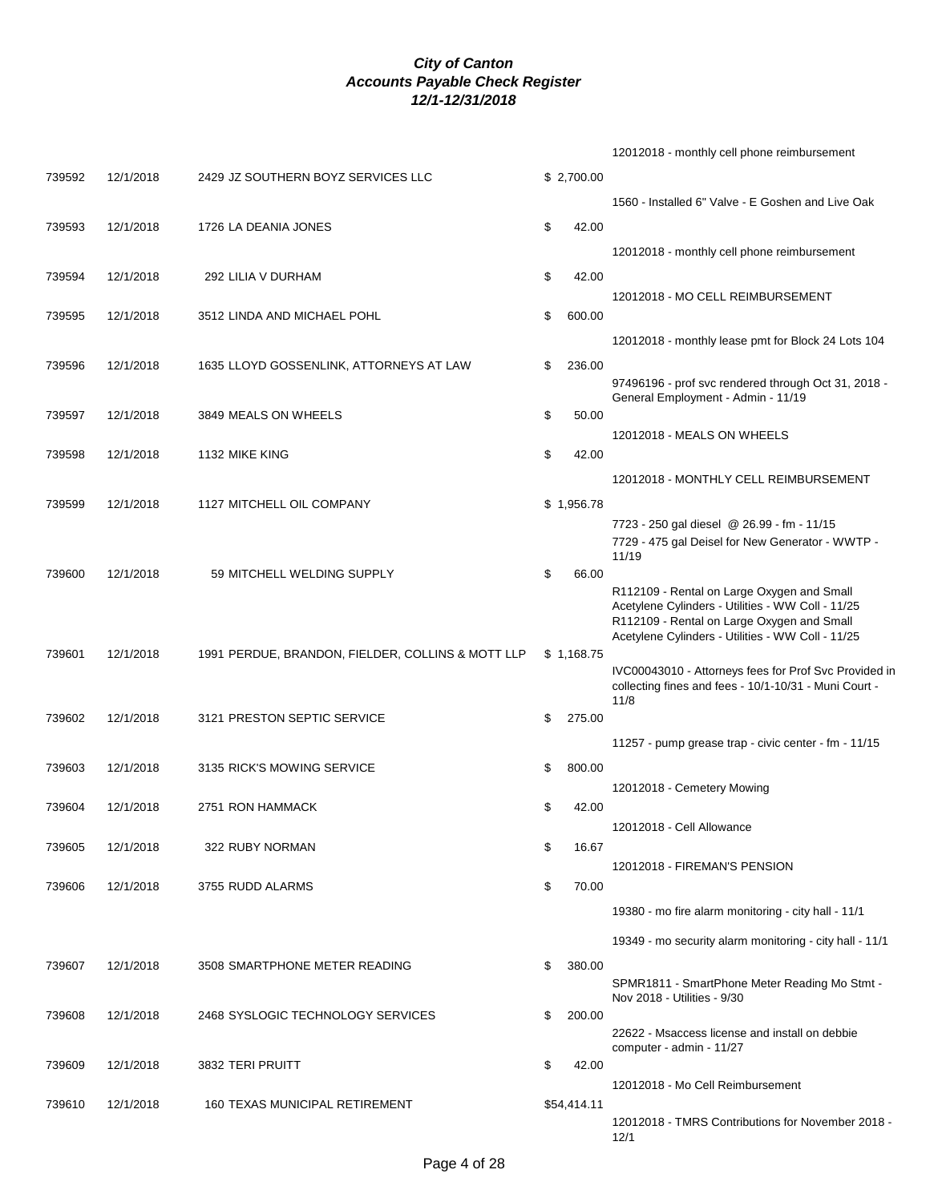# City of Canton
## Accounts Payable Check Register
### 12/1-12/31/2018

| Check # | Date | Vendor | Amount | Description |
|---|---|---|---|---|
| | | | | 12012018 - monthly cell phone reimbursement |
| 739592 | 12/1/2018 | 2429 JZ SOUTHERN BOYZ SERVICES LLC | $ 2,700.00 | |
| | | | | 1560 - Installed 6" Valve - E Goshen and Live Oak |
| 739593 | 12/1/2018 | 1726 LA DEANIA JONES | $ 42.00 | |
| | | | | 12012018 - monthly cell phone reimbursement |
| 739594 | 12/1/2018 | 292 LILIA V DURHAM | $ 42.00 | |
| | | | | 12012018 - MO CELL REIMBURSEMENT |
| 739595 | 12/1/2018 | 3512 LINDA AND MICHAEL POHL | $ 600.00 | |
| | | | | 12012018 - monthly lease pmt for Block 24 Lots 104 |
| 739596 | 12/1/2018 | 1635 LLOYD GOSSENLINK, ATTORNEYS AT LAW | $ 236.00 | |
| | | | | 97496196 - prof svc rendered through Oct 31, 2018 - General Employment - Admin - 11/19 |
| 739597 | 12/1/2018 | 3849 MEALS ON WHEELS | $ 50.00 | |
| | | | | 12012018 - MEALS ON WHEELS |
| 739598 | 12/1/2018 | 1132 MIKE KING | $ 42.00 | |
| | | | | 12012018 - MONTHLY CELL REIMBURSEMENT |
| 739599 | 12/1/2018 | 1127 MITCHELL OIL COMPANY | $ 1,956.78 | |
| | | | | 7723 - 250 gal diesel @ 26.99 - fm - 11/15 |
| | | | | 7729 - 475 gal Deisel for New Generator - WWTP - 11/19 |
| 739600 | 12/1/2018 | 59 MITCHELL WELDING SUPPLY | $ 66.00 | |
| | | | | R112109 - Rental on Large Oxygen and Small Acetylene Cylinders - Utilities - WW Coll - 11/25 |
| | | | | R112109 - Rental on Large Oxygen and Small Acetylene Cylinders - Utilities - WW Coll - 11/25 |
| 739601 | 12/1/2018 | 1991 PERDUE, BRANDON, FIELDER, COLLINS & MOTT LLP | $ 1,168.75 | |
| | | | | IVC00043010 - Attorneys fees for Prof Svc Provided in collecting fines and fees - 10/1-10/31 - Muni Court - 11/8 |
| 739602 | 12/1/2018 | 3121 PRESTON SEPTIC SERVICE | $ 275.00 | |
| | | | | 11257 - pump grease trap - civic center - fm - 11/15 |
| 739603 | 12/1/2018 | 3135 RICK'S MOWING SERVICE | $ 800.00 | |
| | | | | 12012018 - Cemetery Mowing |
| 739604 | 12/1/2018 | 2751 RON HAMMACK | $ 42.00 | |
| | | | | 12012018 - Cell Allowance |
| 739605 | 12/1/2018 | 322 RUBY NORMAN | $ 16.67 | |
| | | | | 12012018 - FIREMAN'S PENSION |
| 739606 | 12/1/2018 | 3755 RUDD ALARMS | $ 70.00 | |
| | | | | 19380 - mo fire alarm monitoring - city hall - 11/1 |
| | | | | 19349 - mo security alarm monitoring - city hall - 11/1 |
| 739607 | 12/1/2018 | 3508 SMARTPHONE METER READING | $ 380.00 | |
| | | | | SPMR1811 - SmartPhone Meter Reading Mo Stmt - Nov 2018 - Utilities - 9/30 |
| 739608 | 12/1/2018 | 2468 SYSLOGIC TECHNOLOGY SERVICES | $ 200.00 | |
| | | | | 22622 - Msaccess license and install on debbie computer - admin - 11/27 |
| 739609 | 12/1/2018 | 3832 TERI PRUITT | $ 42.00 | |
| | | | | 12012018 - Mo Cell Reimbursement |
| 739610 | 12/1/2018 | 160 TEXAS MUNICIPAL RETIREMENT | $54,414.11 | |
| | | | | 12012018 - TMRS Contributions for November 2018 - 12/1 |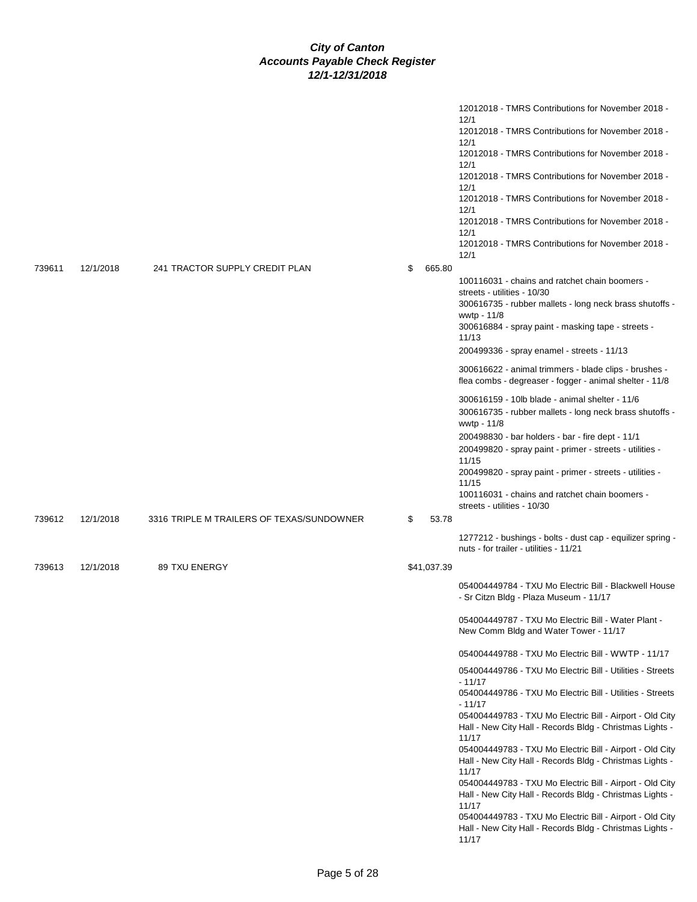# City of Canton
## Accounts Payable Check Register
### 12/1-12/31/2018

| Check # | Date | Vendor | Amount | Description |
|---|---|---|---|---|
| | | | | 12012018 - TMRS Contributions for November 2018 - 12/1 |
| | | | | 12012018 - TMRS Contributions for November 2018 - 12/1 |
| | | | | 12012018 - TMRS Contributions for November 2018 - 12/1 |
| | | | | 12012018 - TMRS Contributions for November 2018 - 12/1 |
| | | | | 12012018 - TMRS Contributions for November 2018 - 12/1 |
| | | | | 12012018 - TMRS Contributions for November 2018 - 12/1 |
| | | | | 12012018 - TMRS Contributions for November 2018 - 12/1 |
| 739611 | 12/1/2018 | 241 TRACTOR SUPPLY CREDIT PLAN | $ 665.80 | |
| | | | | 100116031 - chains and ratchet chain boomers - streets - utilities - 10/30 |
| | | | | 300616735 - rubber mallets - long neck brass shutoffs - wwtp - 11/8 |
| | | | | 300616884 - spray paint - masking tape - streets - 11/13 |
| | | | | 200499336 - spray enamel - streets - 11/13 |
| | | | | 300616622 - animal trimmers - blade clips - brushes - flea combs - degreaser - fogger - animal shelter - 11/8 |
| | | | | 300616159 - 10lb blade - animal shelter - 11/6 |
| | | | | 300616735 - rubber mallets - long neck brass shutoffs - wwtp - 11/8 |
| | | | | 200498830 - bar holders - bar - fire dept - 11/1 |
| | | | | 200499820 - spray paint - primer - streets - utilities - 11/15 |
| | | | | 200499820 - spray paint - primer - streets - utilities - 11/15 |
| | | | | 100116031 - chains and ratchet chain boomers - streets - utilities - 10/30 |
| 739612 | 12/1/2018 | 3316 TRIPLE M TRAILERS OF TEXAS/SUNDOWNER | $ 53.78 | |
| | | | | 1277212 - bushings - bolts - dust cap - equilizer spring - nuts - for trailer - utilities - 11/21 |
| 739613 | 12/1/2018 | 89 TXU ENERGY | $41,037.39 | |
| | | | | 054004449784 - TXU Mo Electric Bill - Blackwell House - Sr Citzn Bldg - Plaza Museum - 11/17 |
| | | | | 054004449787 - TXU Mo Electric Bill - Water Plant - New Comm Bldg and Water Tower - 11/17 |
| | | | | 054004449788 - TXU Mo Electric Bill - WWTP - 11/17 |
| | | | | 054004449786 - TXU Mo Electric Bill - Utilities - Streets - 11/17 |
| | | | | 054004449786 - TXU Mo Electric Bill - Utilities - Streets - 11/17 |
| | | | | 054004449783 - TXU Mo Electric Bill - Airport - Old City Hall - New City Hall - Records Bldg - Christmas Lights - 11/17 |
| | | | | 054004449783 - TXU Mo Electric Bill - Airport - Old City Hall - New City Hall - Records Bldg - Christmas Lights - 11/17 |
| | | | | 054004449783 - TXU Mo Electric Bill - Airport - Old City Hall - New City Hall - Records Bldg - Christmas Lights - 11/17 |
| | | | | 054004449783 - TXU Mo Electric Bill - Airport - Old City Hall - New City Hall - Records Bldg - Christmas Lights - 11/17 |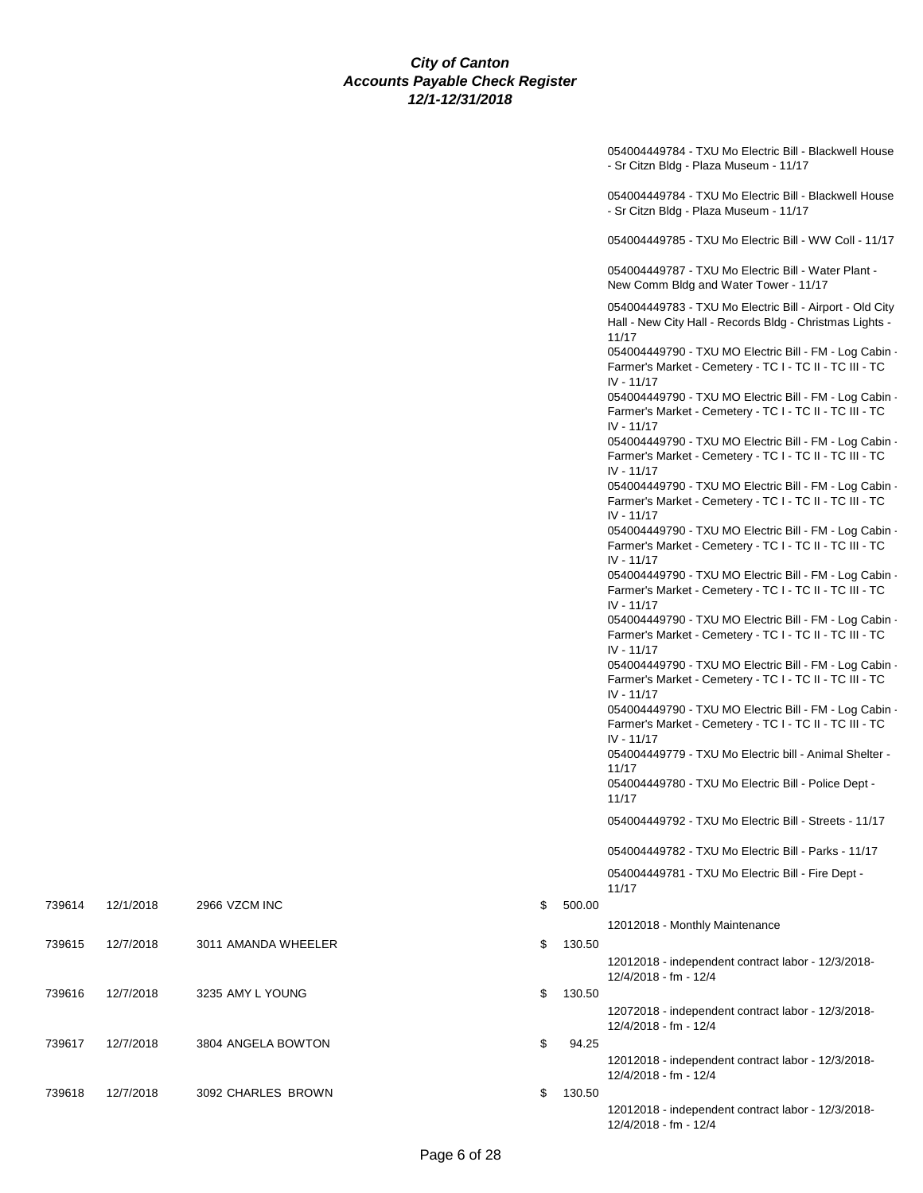**City of Canton**
**Accounts Payable Check Register**
**12/1-12/31/2018**

| Check # | Date | Vendor | Amount | Description |
|---|---|---|---|---|
| | | | | 054004449784 - TXU Mo Electric Bill - Blackwell House - Sr Citzn Bldg - Plaza Museum - 11/17 |
| | | | | 054004449784 - TXU Mo Electric Bill - Blackwell House - Sr Citzn Bldg - Plaza Museum - 11/17 |
| | | | | 054004449785 - TXU Mo Electric Bill - WW Coll - 11/17 |
| | | | | 054004449787 - TXU Mo Electric Bill - Water Plant - New Comm Bldg and Water Tower - 11/17 |
| | | | | 054004449783 - TXU Mo Electric Bill - Airport - Old City Hall - New City Hall - Records Bldg - Christmas Lights - 11/17 |
| | | | | 054004449790 - TXU MO Electric Bill - FM - Log Cabin - Farmer's Market - Cemetery - TC I - TC II - TC III - TC IV - 11/17 |
| | | | | 054004449790 - TXU MO Electric Bill - FM - Log Cabin - Farmer's Market - Cemetery - TC I - TC II - TC III - TC IV - 11/17 |
| | | | | 054004449790 - TXU MO Electric Bill - FM - Log Cabin - Farmer's Market - Cemetery - TC I - TC II - TC III - TC IV - 11/17 |
| | | | | 054004449790 - TXU MO Electric Bill - FM - Log Cabin - Farmer's Market - Cemetery - TC I - TC II - TC III - TC IV - 11/17 |
| | | | | 054004449790 - TXU MO Electric Bill - FM - Log Cabin - Farmer's Market - Cemetery - TC I - TC II - TC III - TC IV - 11/17 |
| | | | | 054004449790 - TXU MO Electric Bill - FM - Log Cabin - Farmer's Market - Cemetery - TC I - TC II - TC III - TC IV - 11/17 |
| | | | | 054004449790 - TXU MO Electric Bill - FM - Log Cabin - Farmer's Market - Cemetery - TC I - TC II - TC III - TC IV - 11/17 |
| | | | | 054004449790 - TXU MO Electric Bill - FM - Log Cabin - Farmer's Market - Cemetery - TC I - TC II - TC III - TC IV - 11/17 |
| | | | | 054004449790 - TXU MO Electric Bill - FM - Log Cabin - Farmer's Market - Cemetery - TC I - TC II - TC III - TC IV - 11/17 |
| | | | | 054004449779 - TXU Mo Electric bill - Animal Shelter - 11/17 |
| | | | | 054004449780 - TXU Mo Electric Bill - Police Dept - 11/17 |
| | | | | 054004449792 - TXU Mo Electric Bill - Streets - 11/17 |
| | | | | 054004449782 - TXU Mo Electric Bill - Parks - 11/17 |
| | | | | 054004449781 - TXU Mo Electric Bill - Fire Dept - 11/17 |
| 739614 | 12/1/2018 | 2966 VZCM INC | $ 500.00 | |
| | | | | 12012018 - Monthly Maintenance |
| 739615 | 12/7/2018 | 3011 AMANDA WHEELER | $ 130.50 | |
| | | | | 12012018 - independent contract labor - 12/3/2018-12/4/2018 - fm - 12/4 |
| 739616 | 12/7/2018 | 3235 AMY L YOUNG | $ 130.50 | |
| | | | | 12072018 - independent contract labor - 12/3/2018-12/4/2018 - fm - 12/4 |
| 739617 | 12/7/2018 | 3804 ANGELA BOWTON | $ 94.25 | |
| | | | | 12012018 - independent contract labor - 12/3/2018-12/4/2018 - fm - 12/4 |
| 739618 | 12/7/2018 | 3092 CHARLES BROWN | $ 130.50 | |
| | | | | 12012018 - independent contract labor - 12/3/2018-12/4/2018 - fm - 12/4 |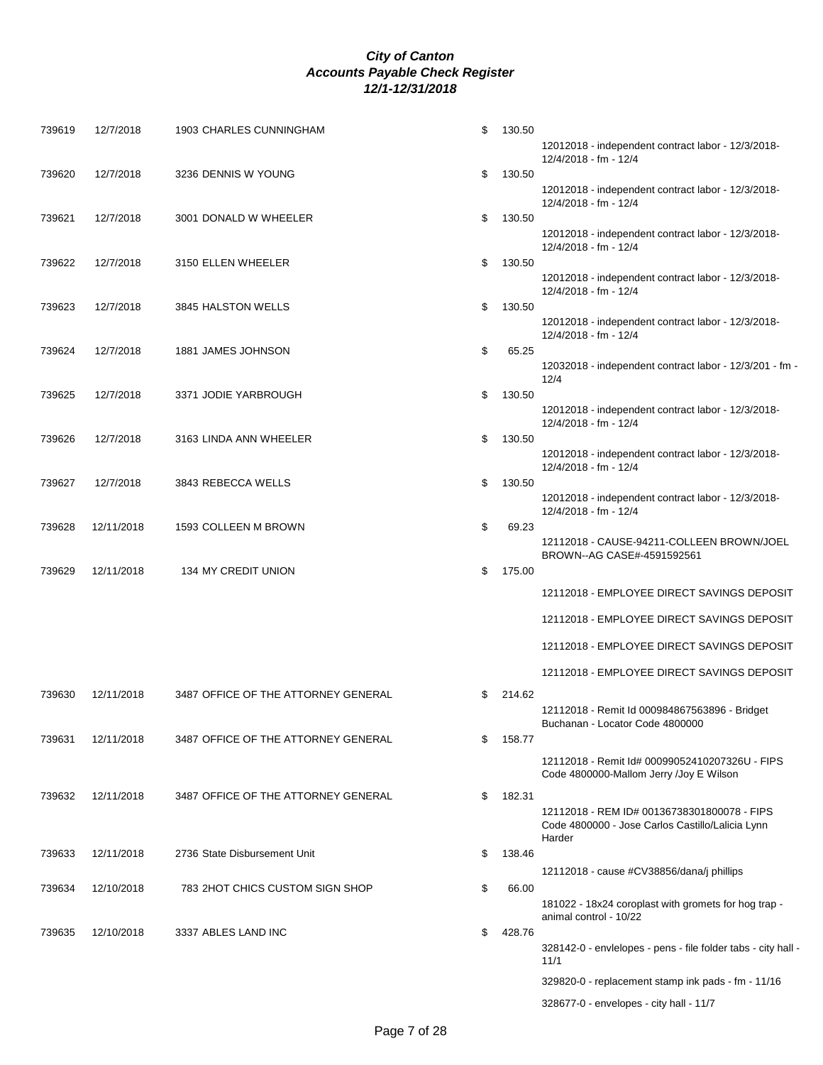***City of Canton***
***Accounts Payable Check Register***
***12/1-12/31/2018***

| Check # | Date | Vendor | Amount | Description |
|---|---|---|---|---|
| 739619 | 12/7/2018 | 1903 CHARLES CUNNINGHAM | $ 130.50 | 12012018 - independent contract labor - 12/3/2018-12/4/2018 - fm - 12/4 |
| 739620 | 12/7/2018 | 3236 DENNIS W YOUNG | $ 130.50 | 12012018 - independent contract labor - 12/3/2018-12/4/2018 - fm - 12/4 |
| 739621 | 12/7/2018 | 3001 DONALD W WHEELER | $ 130.50 | 12012018 - independent contract labor - 12/3/2018-12/4/2018 - fm - 12/4 |
| 739622 | 12/7/2018 | 3150 ELLEN WHEELER | $ 130.50 | 12012018 - independent contract labor - 12/3/2018-12/4/2018 - fm - 12/4 |
| 739623 | 12/7/2018 | 3845 HALSTON WELLS | $ 130.50 | 12012018 - independent contract labor - 12/3/2018-12/4/2018 - fm - 12/4 |
| 739624 | 12/7/2018 | 1881 JAMES JOHNSON | $ 65.25 | 12032018 - independent contract labor - 12/3/201 - fm - 12/4 |
| 739625 | 12/7/2018 | 3371 JODIE YARBROUGH | $ 130.50 | 12012018 - independent contract labor - 12/3/2018-12/4/2018 - fm - 12/4 |
| 739626 | 12/7/2018 | 3163 LINDA ANN WHEELER | $ 130.50 | 12012018 - independent contract labor - 12/3/2018-12/4/2018 - fm - 12/4 |
| 739627 | 12/7/2018 | 3843 REBECCA WELLS | $ 130.50 | 12012018 - independent contract labor - 12/3/2018-12/4/2018 - fm - 12/4 |
| 739628 | 12/11/2018 | 1593 COLLEEN M BROWN | $ 69.23 | 12112018 - CAUSE-94211-COLLEEN BROWN/JOEL BROWN--AG CASE#-4591592561 |
| 739629 | 12/11/2018 | 134 MY CREDIT UNION | $ 175.00 | 12112018 - EMPLOYEE DIRECT SAVINGS DEPOSIT |
| | | | | 12112018 - EMPLOYEE DIRECT SAVINGS DEPOSIT |
| | | | | 12112018 - EMPLOYEE DIRECT SAVINGS DEPOSIT |
| | | | | 12112018 - EMPLOYEE DIRECT SAVINGS DEPOSIT |
| 739630 | 12/11/2018 | 3487 OFFICE OF THE ATTORNEY GENERAL | $ 214.62 | 12112018 - Remit Id 000984867563896 - Bridget Buchanan - Locator Code 4800000 |
| 739631 | 12/11/2018 | 3487 OFFICE OF THE ATTORNEY GENERAL | $ 158.77 | 12112018 - Remit Id# 00099052410207326U - FIPS Code 4800000-Mallom Jerry /Joy E Wilson |
| 739632 | 12/11/2018 | 3487 OFFICE OF THE ATTORNEY GENERAL | $ 182.31 | 12112018 - REM ID# 00136738301800078 - FIPS Code 4800000 - Jose Carlos Castillo/Lalicia Lynn Harder |
| 739633 | 12/11/2018 | 2736 State Disbursement Unit | $ 138.46 | 12112018 - cause #CV38856/dana/j phillips |
| 739634 | 12/10/2018 | 783 2HOT CHICS CUSTOM SIGN SHOP | $ 66.00 | 181022 - 18x24 coroplast with gromets for hog trap - animal control - 10/22 |
| 739635 | 12/10/2018 | 3337 ABLES LAND INC | $ 428.76 | 328142-0 - envlelopes - pens - file folder tabs - city hall - 11/1 |
| | | | | 329820-0 - replacement stamp ink pads - fm - 11/16 |
| | | | | 328677-0 - envelopes - city hall - 11/7 |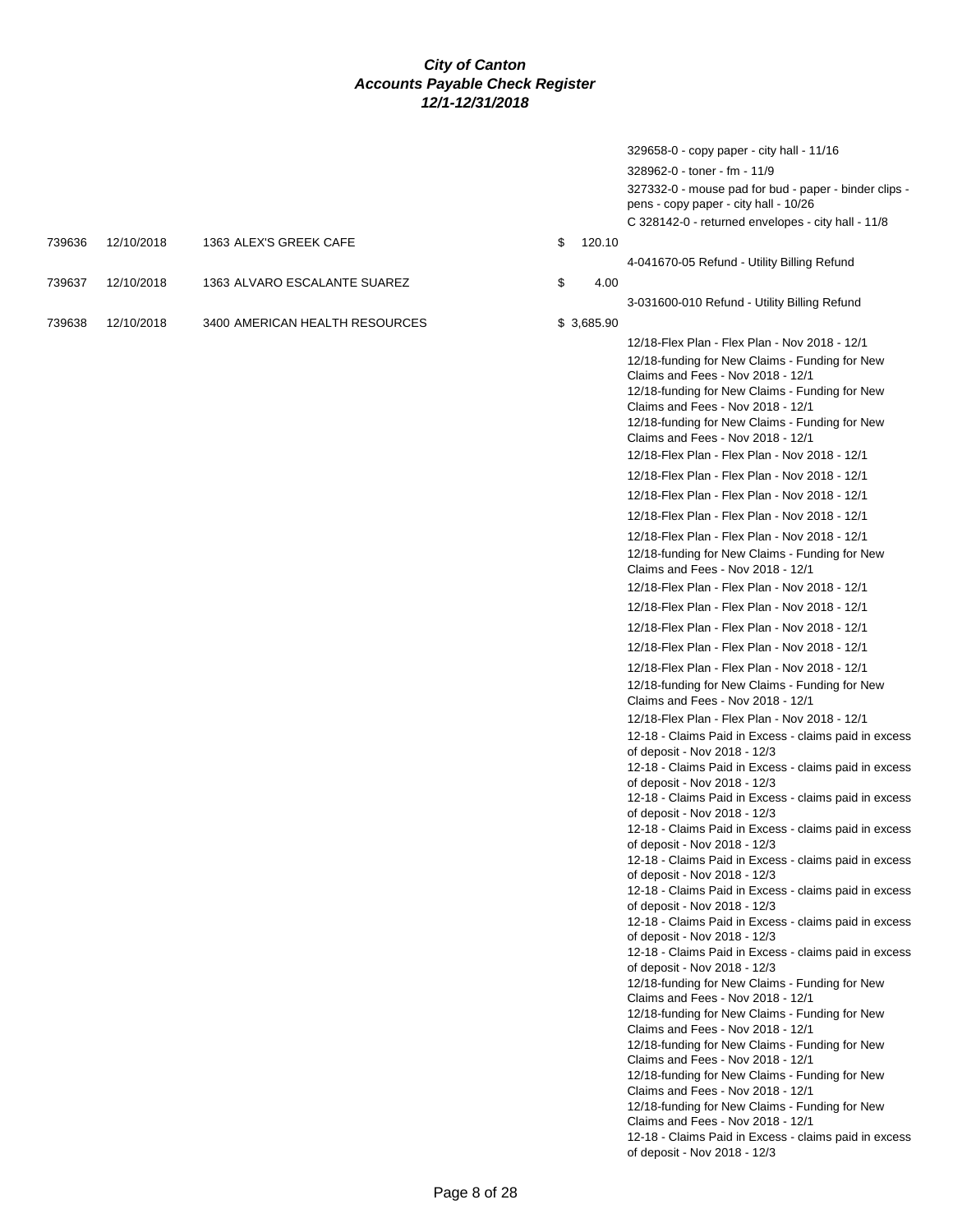**City of Canton**
**Accounts Payable Check Register**
**12/1-12/31/2018**

| Check # | Date | Vendor | Amount | Description |
|---|---|---|---|---|
| | | | | 329658-0 - copy paper - city hall - 11/16 |
| | | | | 328962-0 - toner - fm - 11/9 |
| | | | | 327332-0 - mouse pad for bud - paper - binder clips - pens - copy paper - city hall - 10/26 |
| | | | | C 328142-0 - returned envelopes - city hall - 11/8 |
| 739636 | 12/10/2018 | 1363 ALEX'S GREEK CAFE | $ 120.10 | |
| | | | | 4-041670-05 Refund - Utility Billing Refund |
| 739637 | 12/10/2018 | 1363 ALVARO ESCALANTE SUAREZ | $ 4.00 | |
| | | | | 3-031600-010 Refund - Utility Billing Refund |
| 739638 | 12/10/2018 | 3400 AMERICAN HEALTH RESOURCES | $ 3,685.90 | |
| | | | | 12/18-Flex Plan - Flex Plan - Nov 2018 - 12/1 |
| | | | | 12/18-funding for New Claims - Funding for New Claims and Fees - Nov 2018 - 12/1 |
| | | | | 12/18-funding for New Claims - Funding for New Claims and Fees - Nov 2018 - 12/1 |
| | | | | 12/18-funding for New Claims - Funding for New Claims and Fees - Nov 2018 - 12/1 |
| | | | | 12/18-Flex Plan - Flex Plan - Nov 2018 - 12/1 |
| | | | | 12/18-Flex Plan - Flex Plan - Nov 2018 - 12/1 |
| | | | | 12/18-Flex Plan - Flex Plan - Nov 2018 - 12/1 |
| | | | | 12/18-Flex Plan - Flex Plan - Nov 2018 - 12/1 |
| | | | | 12/18-Flex Plan - Flex Plan - Nov 2018 - 12/1 |
| | | | | 12/18-funding for New Claims - Funding for New Claims and Fees - Nov 2018 - 12/1 |
| | | | | 12/18-Flex Plan - Flex Plan - Nov 2018 - 12/1 |
| | | | | 12/18-Flex Plan - Flex Plan - Nov 2018 - 12/1 |
| | | | | 12/18-Flex Plan - Flex Plan - Nov 2018 - 12/1 |
| | | | | 12/18-Flex Plan - Flex Plan - Nov 2018 - 12/1 |
| | | | | 12/18-Flex Plan - Flex Plan - Nov 2018 - 12/1 |
| | | | | 12/18-funding for New Claims - Funding for New Claims and Fees - Nov 2018 - 12/1 |
| | | | | 12/18-Flex Plan - Flex Plan - Nov 2018 - 12/1 |
| | | | | 12-18 - Claims Paid in Excess - claims paid in excess of deposit - Nov 2018 - 12/3 |
| | | | | 12-18 - Claims Paid in Excess - claims paid in excess of deposit - Nov 2018 - 12/3 |
| | | | | 12-18 - Claims Paid in Excess - claims paid in excess of deposit - Nov 2018 - 12/3 |
| | | | | 12-18 - Claims Paid in Excess - claims paid in excess of deposit - Nov 2018 - 12/3 |
| | | | | 12-18 - Claims Paid in Excess - claims paid in excess of deposit - Nov 2018 - 12/3 |
| | | | | 12-18 - Claims Paid in Excess - claims paid in excess of deposit - Nov 2018 - 12/3 |
| | | | | 12-18 - Claims Paid in Excess - claims paid in excess of deposit - Nov 2018 - 12/3 |
| | | | | 12-18 - Claims Paid in Excess - claims paid in excess of deposit - Nov 2018 - 12/3 |
| | | | | 12/18-funding for New Claims - Funding for New Claims and Fees - Nov 2018 - 12/1 |
| | | | | 12/18-funding for New Claims - Funding for New Claims and Fees - Nov 2018 - 12/1 |
| | | | | 12/18-funding for New Claims - Funding for New Claims and Fees - Nov 2018 - 12/1 |
| | | | | 12/18-funding for New Claims - Funding for New Claims and Fees - Nov 2018 - 12/1 |
| | | | | 12/18-funding for New Claims - Funding for New Claims and Fees - Nov 2018 - 12/1 |
| | | | | 12-18 - Claims Paid in Excess - claims paid in excess of deposit - Nov 2018 - 12/3 |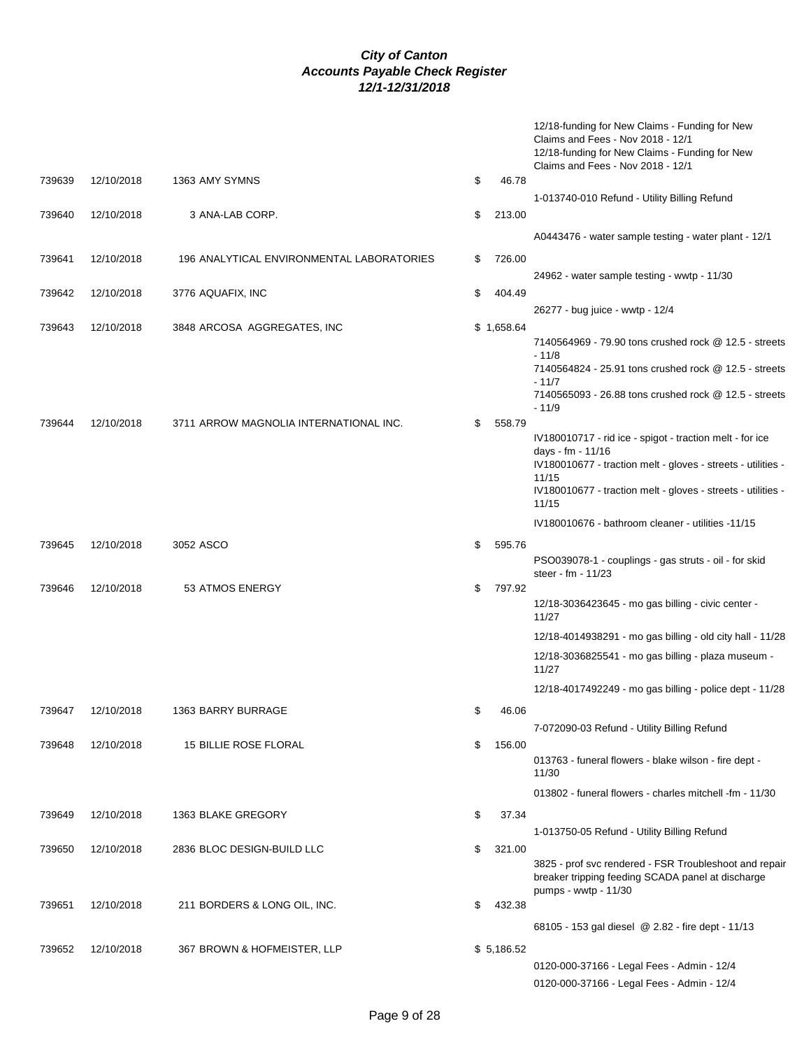# City of Canton
## Accounts Payable Check Register
### 12/1-12/31/2018

| Check # | Date | Vendor | Amount | Description |
|---|---|---|---|---|
| | | | | 12/18-funding for New Claims - Funding for New Claims and Fees - Nov 2018 - 12/1 |
| | | | | 12/18-funding for New Claims - Funding for New Claims and Fees - Nov 2018 - 12/1 |
| 739639 | 12/10/2018 | 1363 AMY SYMNS | $ 46.78 | |
| | | | | 1-013740-010 Refund - Utility Billing Refund |
| 739640 | 12/10/2018 | 3 ANA-LAB CORP. | $ 213.00 | |
| | | | | A0443476 - water sample testing - water plant - 12/1 |
| 739641 | 12/10/2018 | 196 ANALYTICAL ENVIRONMENTAL LABORATORIES | $ 726.00 | |
| | | | | 24962 - water sample testing - wwtp - 11/30 |
| 739642 | 12/10/2018 | 3776 AQUAFIX, INC | $ 404.49 | |
| | | | | 26277 - bug juice - wwtp - 12/4 |
| 739643 | 12/10/2018 | 3848 ARCOSA AGGREGATES, INC | $ 1,658.64 | |
| | | | | 7140564969 - 79.90 tons crushed rock @ 12.5 - streets - 11/8 |
| | | | | 7140564824 - 25.91 tons crushed rock @ 12.5 - streets - 11/7 |
| | | | | 7140565093 - 26.88 tons crushed rock @ 12.5 - streets - 11/9 |
| 739644 | 12/10/2018 | 3711 ARROW MAGNOLIA INTERNATIONAL INC. | $ 558.79 | |
| | | | | IV180010717 - rid ice - spigot - traction melt - for ice days - fm - 11/16 |
| | | | | IV180010677 - traction melt - gloves - streets - utilities - 11/15 |
| | | | | IV180010677 - traction melt - gloves - streets - utilities - 11/15 |
| | | | | IV180010676 - bathroom cleaner - utilities -11/15 |
| 739645 | 12/10/2018 | 3052 ASCO | $ 595.76 | |
| | | | | PSO039078-1 - couplings - gas struts - oil - for skid steer - fm - 11/23 |
| 739646 | 12/10/2018 | 53 ATMOS ENERGY | $ 797.92 | |
| | | | | 12/18-3036423645 - mo gas billing - civic center - 11/27 |
| | | | | 12/18-4014938291 - mo gas billing - old city hall - 11/28 |
| | | | | 12/18-3036825541 - mo gas billing - plaza museum - 11/27 |
| | | | | 12/18-4017492249 - mo gas billing - police dept - 11/28 |
| 739647 | 12/10/2018 | 1363 BARRY BURRAGE | $ 46.06 | |
| | | | | 7-072090-03 Refund - Utility Billing Refund |
| 739648 | 12/10/2018 | 15 BILLIE ROSE FLORAL | $ 156.00 | |
| | | | | 013763 - funeral flowers - blake wilson - fire dept - 11/30 |
| | | | | 013802 - funeral flowers - charles mitchell -fm - 11/30 |
| 739649 | 12/10/2018 | 1363 BLAKE GREGORY | $ 37.34 | |
| | | | | 1-013750-05 Refund - Utility Billing Refund |
| 739650 | 12/10/2018 | 2836 BLOC DESIGN-BUILD LLC | $ 321.00 | |
| | | | | 3825 - prof svc rendered - FSR Troubleshoot and repair breaker tripping feeding SCADA panel at discharge pumps - wwtp - 11/30 |
| 739651 | 12/10/2018 | 211 BORDERS & LONG OIL, INC. | $ 432.38 | |
| | | | | 68105 - 153 gal diesel @ 2.82 - fire dept - 11/13 |
| 739652 | 12/10/2018 | 367 BROWN & HOFMEISTER, LLP | $ 5,186.52 | |
| | | | | 0120-000-37166 - Legal Fees - Admin - 12/4 |
| | | | | 0120-000-37166 - Legal Fees - Admin - 12/4 |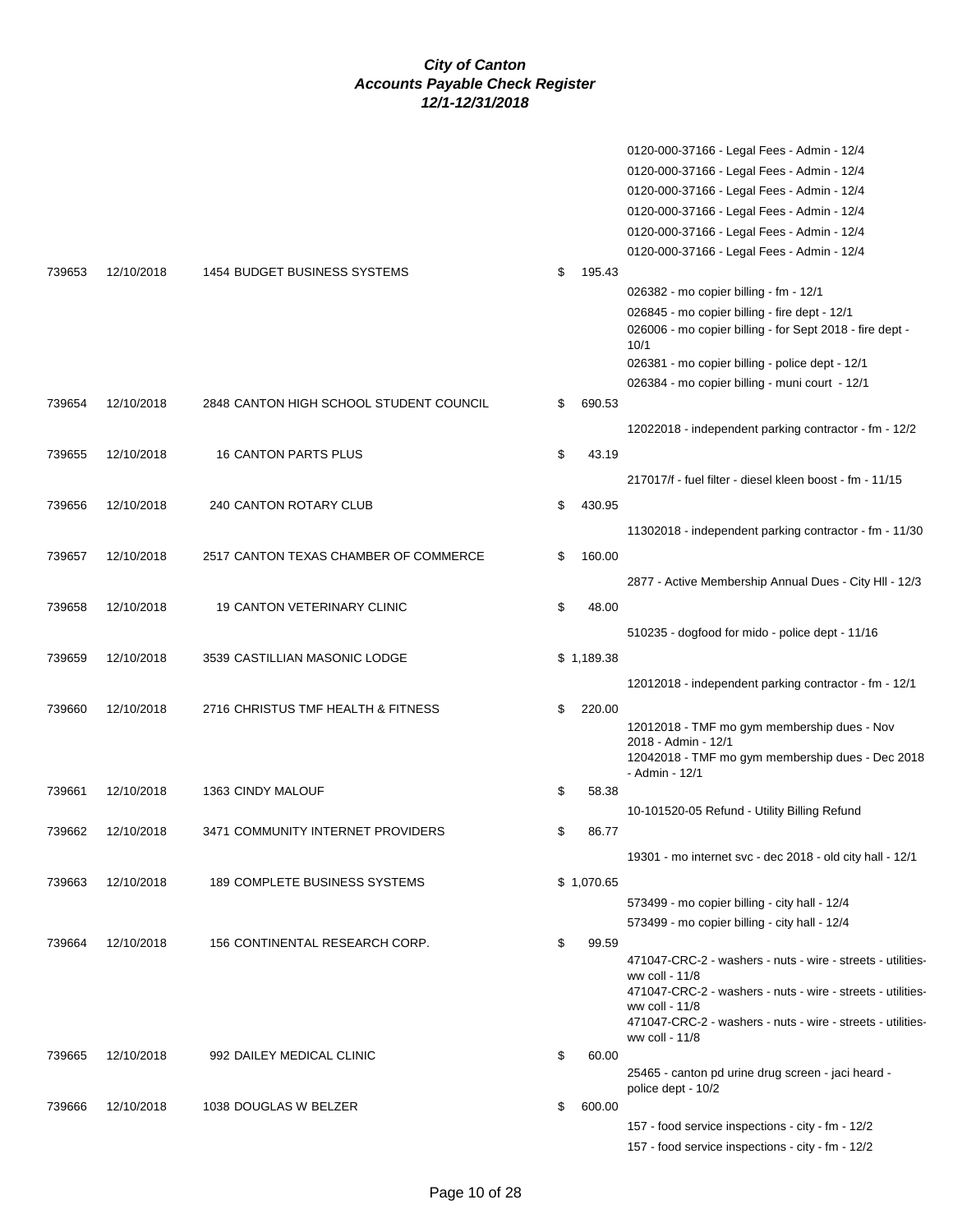# City of Canton
## Accounts Payable Check Register
### 12/1-12/31/2018

| Check # | Date | Vendor | Amount | Description |
|---|---|---|---|---|
| | | | | 0120-000-37166 - Legal Fees - Admin - 12/4 |
| | | | | 0120-000-37166 - Legal Fees - Admin - 12/4 |
| | | | | 0120-000-37166 - Legal Fees - Admin - 12/4 |
| | | | | 0120-000-37166 - Legal Fees - Admin - 12/4 |
| | | | | 0120-000-37166 - Legal Fees - Admin - 12/4 |
| | | | | 0120-000-37166 - Legal Fees - Admin - 12/4 |
| 739653 | 12/10/2018 | 1454 BUDGET BUSINESS SYSTEMS | $ 195.43 | |
| | | | | 026382 - mo copier billing - fm - 12/1 |
| | | | | 026845 - mo copier billing - fire dept - 12/1 |
| | | | | 026006 - mo copier billing - for Sept 2018 - fire dept - 10/1 |
| | | | | 026381 - mo copier billing - police dept - 12/1 |
| | | | | 026384 - mo copier billing - muni court - 12/1 |
| 739654 | 12/10/2018 | 2848 CANTON HIGH SCHOOL STUDENT COUNCIL | $ 690.53 | |
| | | | | 12022018 - independent parking contractor - fm - 12/2 |
| 739655 | 12/10/2018 | 16 CANTON PARTS PLUS | $ 43.19 | |
| | | | | 217017/f - fuel filter - diesel kleen boost - fm - 11/15 |
| 739656 | 12/10/2018 | 240 CANTON ROTARY CLUB | $ 430.95 | |
| | | | | 11302018 - independent parking contractor - fm - 11/30 |
| 739657 | 12/10/2018 | 2517 CANTON TEXAS CHAMBER OF COMMERCE | $ 160.00 | |
| | | | | 2877 - Active Membership Annual Dues - City Hll - 12/3 |
| 739658 | 12/10/2018 | 19 CANTON VETERINARY CLINIC | $ 48.00 | |
| | | | | 510235 - dogfood for mido - police dept - 11/16 |
| 739659 | 12/10/2018 | 3539 CASTILLIAN MASONIC LODGE | $ 1,189.38 | |
| | | | | 12012018 - independent parking contractor - fm - 12/1 |
| 739660 | 12/10/2018 | 2716 CHRISTUS TMF HEALTH & FITNESS | $ 220.00 | |
| | | | | 12012018 - TMF mo gym membership dues - Nov 2018 - Admin - 12/1 |
| | | | | 12042018 - TMF mo gym membership dues - Dec 2018 - Admin - 12/1 |
| 739661 | 12/10/2018 | 1363 CINDY MALOUF | $ 58.38 | |
| | | | | 10-101520-05 Refund - Utility Billing Refund |
| 739662 | 12/10/2018 | 3471 COMMUNITY INTERNET PROVIDERS | $ 86.77 | |
| | | | | 19301 - mo internet svc - dec 2018 - old city hall - 12/1 |
| 739663 | 12/10/2018 | 189 COMPLETE BUSINESS SYSTEMS | $ 1,070.65 | |
| | | | | 573499 - mo copier billing - city hall - 12/4 |
| | | | | 573499 - mo copier billing - city hall - 12/4 |
| 739664 | 12/10/2018 | 156 CONTINENTAL RESEARCH CORP. | $ 99.59 | |
| | | | | 471047-CRC-2 - washers - nuts - wire - streets - utilities-ww coll - 11/8 |
| | | | | 471047-CRC-2 - washers - nuts - wire - streets - utilities-ww coll - 11/8 |
| | | | | 471047-CRC-2 - washers - nuts - wire - streets - utilities-ww coll - 11/8 |
| 739665 | 12/10/2018 | 992 DAILEY MEDICAL CLINIC | $ 60.00 | |
| | | | | 25465 - canton pd urine drug screen - jaci heard - police dept - 10/2 |
| 739666 | 12/10/2018 | 1038 DOUGLAS W BELZER | $ 600.00 | |
| | | | | 157 - food service inspections - city - fm - 12/2 |
| | | | | 157 - food service inspections - city - fm - 12/2 |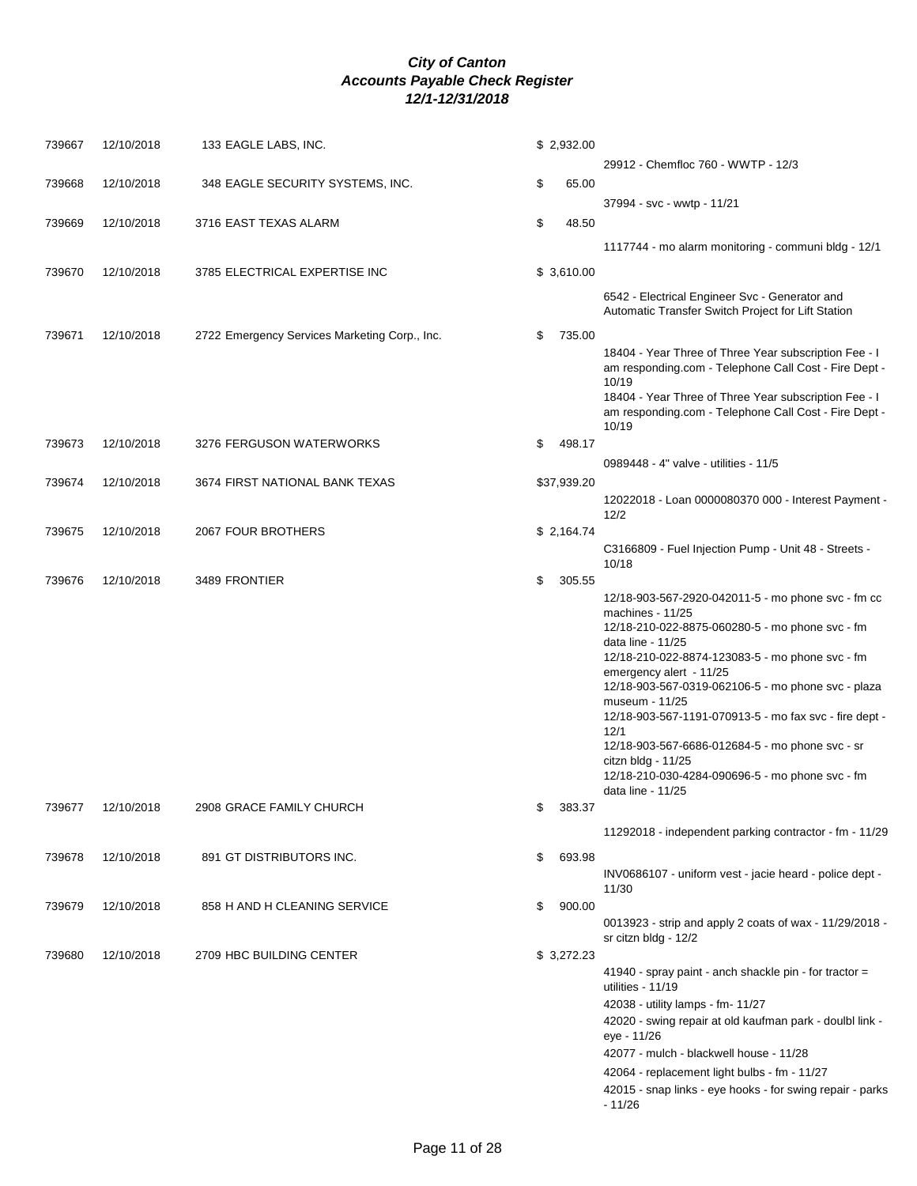# *City of Canton*
## *Accounts Payable Check Register*
### *12/1-12/31/2018*

| Check # | Date | Vendor | Amount | Description |
|---|---|---|---|---|
| 739667 | 12/10/2018 | 133 EAGLE LABS, INC. | $ 2,932.00 | |
| | | | | 29912 - Chemfloc 760 - WWTP - 12/3 |
| 739668 | 12/10/2018 | 348 EAGLE SECURITY SYSTEMS, INC. | $ 65.00 | |
| | | | | 37994 - svc - wwtp - 11/21 |
| 739669 | 12/10/2018 | 3716 EAST TEXAS ALARM | $ 48.50 | |
| | | | | 1117744 - mo alarm monitoring - communi bldg - 12/1 |
| 739670 | 12/10/2018 | 3785 ELECTRICAL EXPERTISE INC | $ 3,610.00 | |
| | | | | 6542 - Electrical Engineer Svc - Generator and Automatic Transfer Switch Project for Lift Station |
| 739671 | 12/10/2018 | 2722 Emergency Services Marketing Corp., Inc. | $ 735.00 | |
| | | | | 18404 - Year Three of Three Year subscription Fee - I am responding.com - Telephone Call Cost - Fire Dept - 10/19 |
| | | | | 18404 - Year Three of Three Year subscription Fee - I am responding.com - Telephone Call Cost - Fire Dept - 10/19 |
| 739673 | 12/10/2018 | 3276 FERGUSON WATERWORKS | $ 498.17 | |
| | | | | 0989448 - 4" valve - utilities - 11/5 |
| 739674 | 12/10/2018 | 3674 FIRST NATIONAL BANK TEXAS | $37,939.20 | |
| | | | | 12022018 - Loan 0000080370 000 - Interest Payment - 12/2 |
| 739675 | 12/10/2018 | 2067 FOUR BROTHERS | $ 2,164.74 | |
| | | | | C3166809 - Fuel Injection Pump - Unit 48 - Streets - 10/18 |
| 739676 | 12/10/2018 | 3489 FRONTIER | $ 305.55 | |
| | | | | 12/18-903-567-2920-042011-5 - mo phone svc - fm cc machines - 11/25 |
| | | | | 12/18-210-022-8875-060280-5 - mo phone svc - fm data line - 11/25 |
| | | | | 12/18-210-022-8874-123083-5 - mo phone svc - fm emergency alert - 11/25 |
| | | | | 12/18-903-567-0319-062106-5 - mo phone svc - plaza museum - 11/25 |
| | | | | 12/18-903-567-1191-070913-5 - mo fax svc - fire dept - 12/1 |
| | | | | 12/18-903-567-6686-012684-5 - mo phone svc - sr citzn bldg - 11/25 |
| | | | | 12/18-210-030-4284-090696-5 - mo phone svc - fm data line - 11/25 |
| 739677 | 12/10/2018 | 2908 GRACE FAMILY CHURCH | $ 383.37 | |
| | | | | 11292018 - independent parking contractor - fm - 11/29 |
| 739678 | 12/10/2018 | 891 GT DISTRIBUTORS INC. | $ 693.98 | |
| | | | | INV0686107 - uniform vest - jacie heard - police dept - 11/30 |
| 739679 | 12/10/2018 | 858 H AND H CLEANING SERVICE | $ 900.00 | |
| | | | | 0013923 - strip and apply 2 coats of wax - 11/29/2018 - sr citzn bldg - 12/2 |
| 739680 | 12/10/2018 | 2709 HBC BUILDING CENTER | $ 3,272.23 | |
| | | | | 41940 - spray paint - anch shackle pin - for tractor = utilities - 11/19 |
| | | | | 42038 - utility lamps - fm- 11/27 |
| | | | | 42020 - swing repair at old kaufman park - doulbl link - eye - 11/26 |
| | | | | 42077 - mulch - blackwell house - 11/28 |
| | | | | 42064 - replacement light bulbs - fm - 11/27 |
| | | | | 42015 - snap links - eye hooks - for swing repair - parks - 11/26 |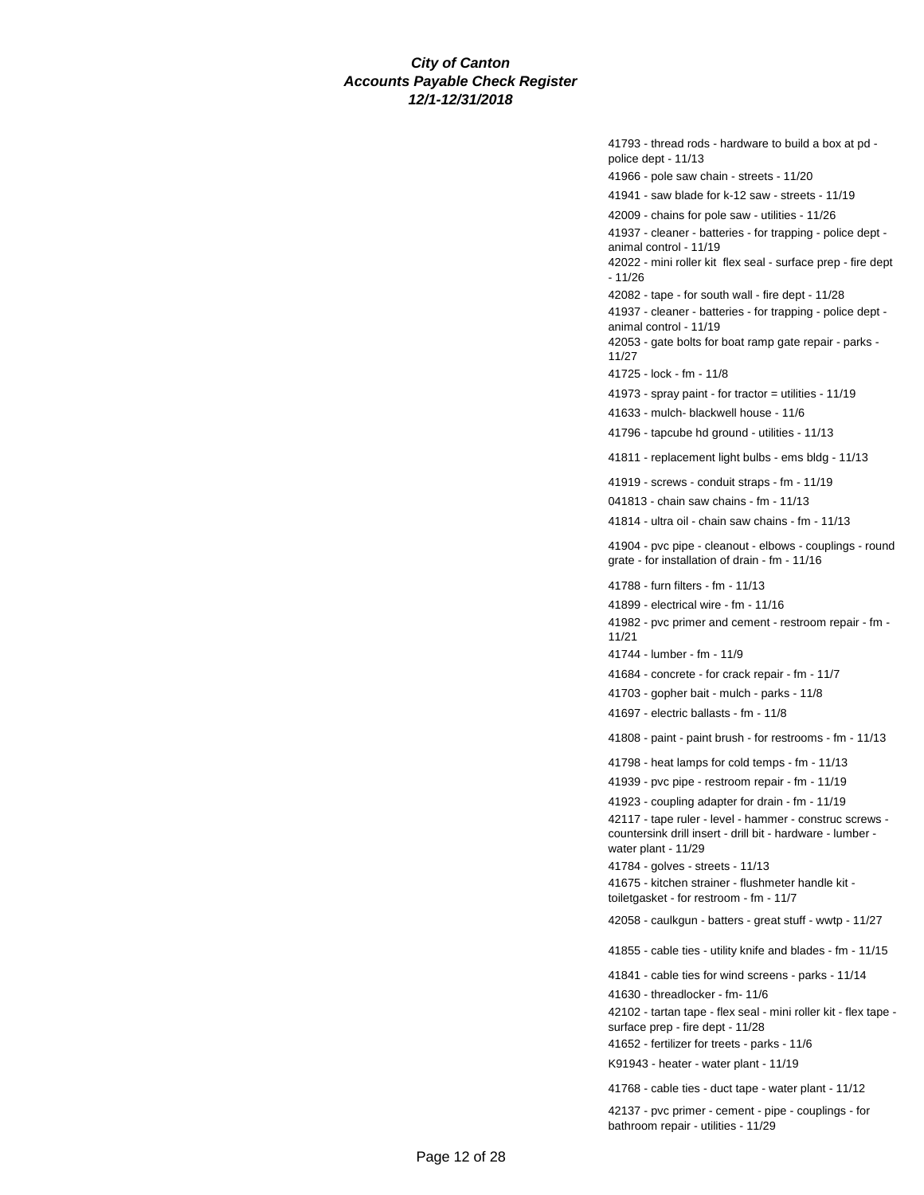**City of Canton**
**Accounts Payable Check Register**
**12/1-12/31/2018**

41793 - thread rods - hardware to build a box at pd - police dept - 11/13

41966 - pole saw chain - streets - 11/20

41941 - saw blade for k-12 saw - streets - 11/19

42009 - chains for pole saw - utilities - 11/26

41937 - cleaner - batteries - for trapping - police dept - animal control - 11/19

42022 - mini roller kit flex seal - surface prep - fire dept - 11/26

42082 - tape - for south wall - fire dept - 11/28

41937 - cleaner - batteries - for trapping - police dept - animal control - 11/19

42053 - gate bolts for boat ramp gate repair - parks - 11/27

41725 - lock - fm - 11/8

41973 - spray paint - for tractor = utilities - 11/19

41633 - mulch- blackwell house - 11/6

41796 - tapcube hd ground - utilities - 11/13

41811 - replacement light bulbs - ems bldg - 11/13

41919 - screws - conduit straps - fm - 11/19

041813 - chain saw chains - fm - 11/13

41814 - ultra oil - chain saw chains - fm - 11/13

41904 - pvc pipe - cleanout - elbows - couplings - round grate - for installation of drain - fm - 11/16

41788 - furn filters - fm - 11/13

41899 - electrical wire - fm - 11/16

41982 - pvc primer and cement - restroom repair - fm - 11/21

41744 - lumber - fm - 11/9

41684 - concrete - for crack repair - fm - 11/7

41703 - gopher bait - mulch - parks - 11/8

41697 - electric ballasts - fm - 11/8

41808 - paint - paint brush - for restrooms - fm - 11/13

41798 - heat lamps for cold temps - fm - 11/13

41939 - pvc pipe - restroom repair - fm - 11/19

41923 - coupling adapter for drain - fm - 11/19

42117 - tape ruler - level - hammer - construc screws - countersink drill insert - drill bit - hardware - lumber - water plant - 11/29

41784 - golves - streets - 11/13

41675 - kitchen strainer - flushmeter handle kit - toiletgasket - for restroom - fm - 11/7

42058 - caulkgun - batters - great stuff - wwtp - 11/27

41855 - cable ties - utility knife and blades - fm - 11/15

41841 - cable ties for wind screens - parks - 11/14

41630 - threadlocker - fm- 11/6

42102 - tartan tape - flex seal - mini roller kit - flex tape - surface prep - fire dept - 11/28

41652 - fertilizer for treets - parks - 11/6

K91943 - heater - water plant - 11/19

41768 - cable ties - duct tape - water plant - 11/12

42137 - pvc primer - cement - pipe - couplings - for bathroom repair - utilities - 11/29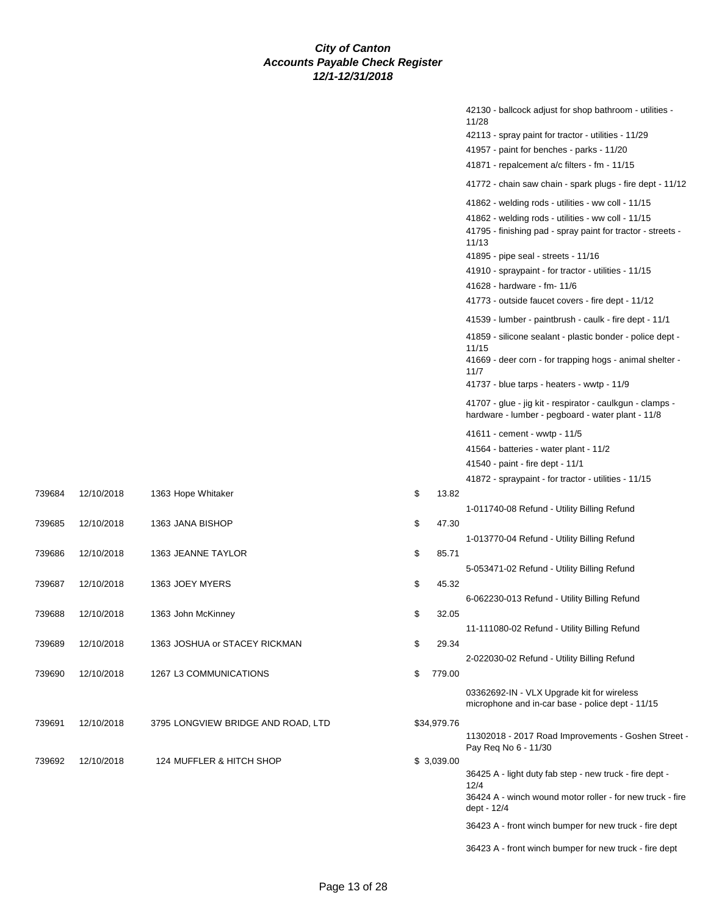# City of Canton
## Accounts Payable Check Register
### 12/1-12/31/2018

| Check # | Date | Vendor | Amount | Description |
|---|---|---|---|---|
| | | | | 42130 - ballcock adjust for shop bathroom - utilities - 11/28 |
| | | | | 42113 - spray paint for tractor - utilities - 11/29 |
| | | | | 41957 - paint for benches - parks - 11/20 |
| | | | | 41871 - repalcement a/c filters - fm - 11/15 |
| | | | | 41772 - chain saw chain - spark plugs - fire dept - 11/12 |
| | | | | 41862 - welding rods - utilities - ww coll - 11/15 |
| | | | | 41862 - welding rods - utilities - ww coll - 11/15 |
| | | | | 41795 - finishing pad - spray paint for tractor - streets - 11/13 |
| | | | | 41895 - pipe seal - streets - 11/16 |
| | | | | 41910 - spraypaint - for tractor - utilities - 11/15 |
| | | | | 41628 - hardware - fm- 11/6 |
| | | | | 41773 - outside faucet covers - fire dept - 11/12 |
| | | | | 41539 - lumber - paintbrush - caulk - fire dept - 11/1 |
| | | | | 41859 - silicone sealant - plastic bonder - police dept - 11/15 |
| | | | | 41669 - deer corn - for trapping hogs - animal shelter - 11/7 |
| | | | | 41737 - blue tarps - heaters - wwtp - 11/9 |
| | | | | 41707 - glue - jig kit - respirator - caulkgun - clamps - hardware - lumber - pegboard - water plant - 11/8 |
| | | | | 41611 - cement - wwtp - 11/5 |
| | | | | 41564 - batteries - water plant - 11/2 |
| | | | | 41540 - paint - fire dept - 11/1 |
| | | | | 41872 - spraypaint - for tractor - utilities - 11/15 |
| 739684 | 12/10/2018 | 1363 Hope Whitaker | $ 13.82 | |
| | | | | 1-011740-08 Refund - Utility Billing Refund |
| 739685 | 12/10/2018 | 1363 JANA BISHOP | $ 47.30 | |
| | | | | 1-013770-04 Refund - Utility Billing Refund |
| 739686 | 12/10/2018 | 1363 JEANNE TAYLOR | $ 85.71 | |
| | | | | 5-053471-02 Refund - Utility Billing Refund |
| 739687 | 12/10/2018 | 1363 JOEY MYERS | $ 45.32 | |
| | | | | 6-062230-013 Refund - Utility Billing Refund |
| 739688 | 12/10/2018 | 1363 John McKinney | $ 32.05 | |
| | | | | 11-111080-02 Refund - Utility Billing Refund |
| 739689 | 12/10/2018 | 1363 JOSHUA or STACEY RICKMAN | $ 29.34 | |
| | | | | 2-022030-02 Refund - Utility Billing Refund |
| 739690 | 12/10/2018 | 1267 L3 COMMUNICATIONS | $ 779.00 | |
| | | | | 03362692-IN - VLX Upgrade kit for wireless microphone and in-car base - police dept - 11/15 |
| 739691 | 12/10/2018 | 3795 LONGVIEW BRIDGE AND ROAD, LTD | $34,979.76 | |
| | | | | 11302018 - 2017 Road Improvements - Goshen Street - Pay Req No 6 - 11/30 |
| 739692 | 12/10/2018 | 124 MUFFLER & HITCH SHOP | $ 3,039.00 | |
| | | | | 36425 A - light duty fab step - new truck - fire dept - 12/4 |
| | | | | 36424 A - winch wound motor roller - for new truck - fire dept - 12/4 |
| | | | | 36423 A - front winch bumper for new truck - fire dept |
| | | | | 36423 A - front winch bumper for new truck - fire dept |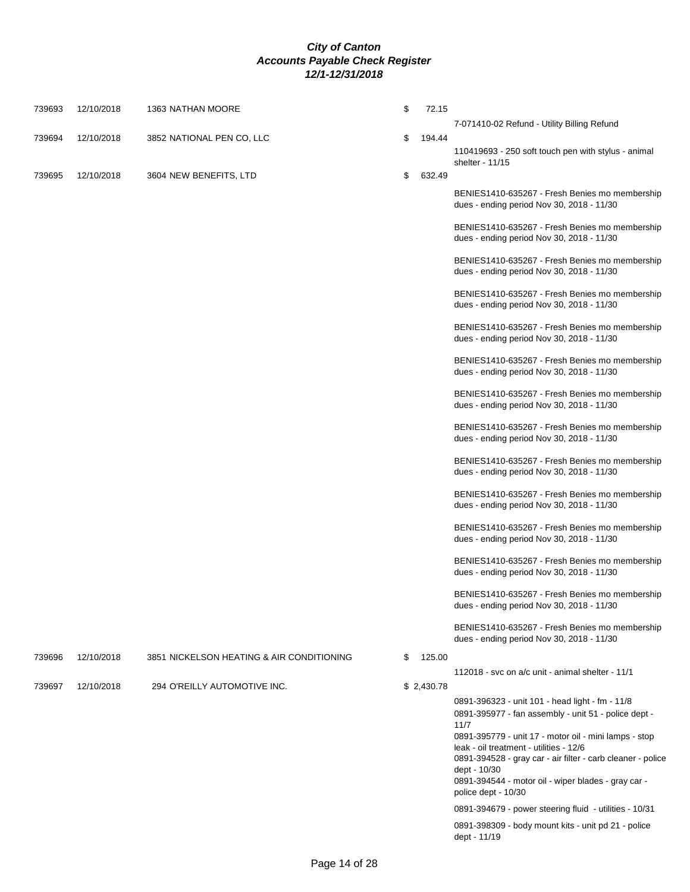# *City of Canton*
## *Accounts Payable Check Register*
### *12/1-12/31/2018*

| Check # | Date | Vendor | Amount | Description |
|---|---|---|---|---|
| 739693 | 12/10/2018 | 1363 NATHAN MOORE | $ 72.15 | |
| | | | | 7-071410-02 Refund - Utility Billing Refund |
| 739694 | 12/10/2018 | 3852 NATIONAL PEN CO, LLC | $ 194.44 | |
| | | | | 110419693 - 250 soft touch pen with stylus - animal shelter - 11/15 |
| 739695 | 12/10/2018 | 3604 NEW BENEFITS, LTD | $ 632.49 | |
| | | | | BENIES1410-635267 - Fresh Benies mo membership dues - ending period Nov 30, 2018 - 11/30 |
| | | | | BENIES1410-635267 - Fresh Benies mo membership dues - ending period Nov 30, 2018 - 11/30 |
| | | | | BENIES1410-635267 - Fresh Benies mo membership dues - ending period Nov 30, 2018 - 11/30 |
| | | | | BENIES1410-635267 - Fresh Benies mo membership dues - ending period Nov 30, 2018 - 11/30 |
| | | | | BENIES1410-635267 - Fresh Benies mo membership dues - ending period Nov 30, 2018 - 11/30 |
| | | | | BENIES1410-635267 - Fresh Benies mo membership dues - ending period Nov 30, 2018 - 11/30 |
| | | | | BENIES1410-635267 - Fresh Benies mo membership dues - ending period Nov 30, 2018 - 11/30 |
| | | | | BENIES1410-635267 - Fresh Benies mo membership dues - ending period Nov 30, 2018 - 11/30 |
| | | | | BENIES1410-635267 - Fresh Benies mo membership dues - ending period Nov 30, 2018 - 11/30 |
| | | | | BENIES1410-635267 - Fresh Benies mo membership dues - ending period Nov 30, 2018 - 11/30 |
| | | | | BENIES1410-635267 - Fresh Benies mo membership dues - ending period Nov 30, 2018 - 11/30 |
| | | | | BENIES1410-635267 - Fresh Benies mo membership dues - ending period Nov 30, 2018 - 11/30 |
| | | | | BENIES1410-635267 - Fresh Benies mo membership dues - ending period Nov 30, 2018 - 11/30 |
| | | | | BENIES1410-635267 - Fresh Benies mo membership dues - ending period Nov 30, 2018 - 11/30 |
| 739696 | 12/10/2018 | 3851 NICKELSON HEATING & AIR CONDITIONING | $ 125.00 | |
| | | | | 112018 - svc on a/c unit - animal shelter - 11/1 |
| 739697 | 12/10/2018 | 294 O'REILLY AUTOMOTIVE INC. | $ 2,430.78 | |
| | | | | 0891-396323 - unit 101 - head light - fm - 11/8 |
| | | | | 0891-395977 - fan assembly - unit 51 - police dept - 11/7 |
| | | | | 0891-395779 - unit 17 - motor oil - mini lamps - stop leak - oil treatment - utilities - 12/6 |
| | | | | 0891-394528 - gray car - air filter - carb cleaner - police dept - 10/30 |
| | | | | 0891-394544 - motor oil - wiper blades - gray car - police dept - 10/30 |
| | | | | 0891-394679 - power steering fluid - utilities - 10/31 |
| | | | | 0891-398309 - body mount kits - unit pd 21 - police dept - 11/19 |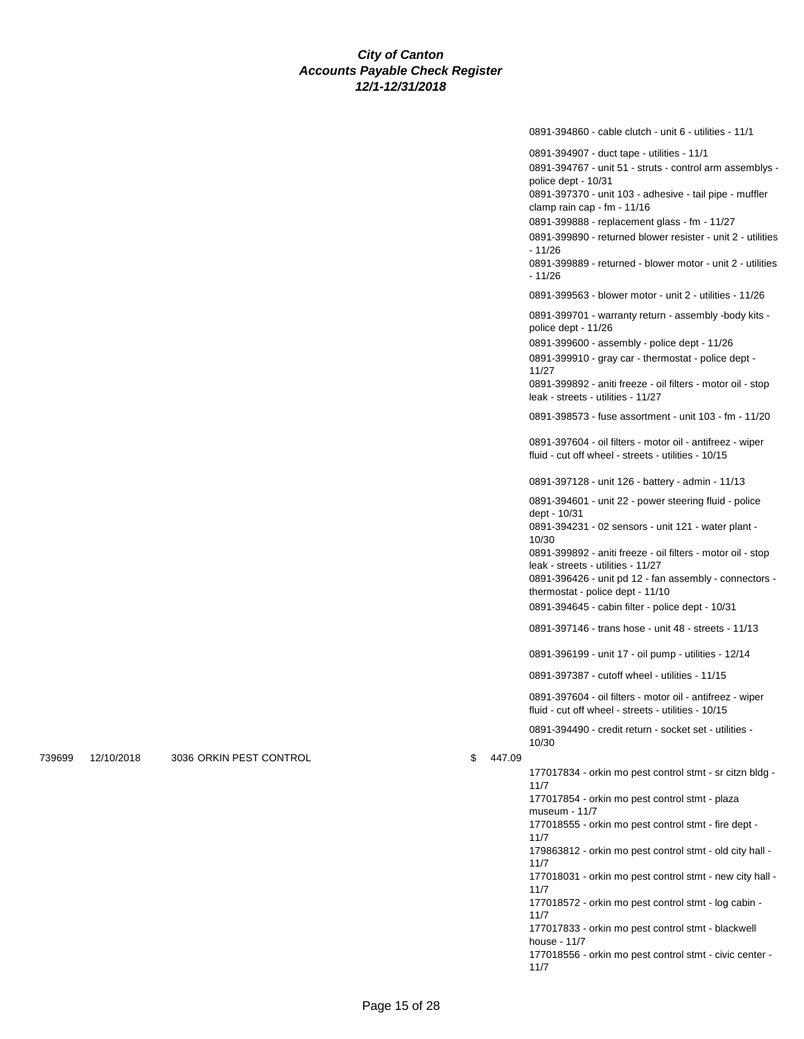**City of Canton**
**Accounts Payable Check Register**
**12/1-12/31/2018**

| Check | Date | Vendor | | Amount | Description |
|---|---|---|---|---|---|
| | | | | | 0891-394860 - cable clutch - unit 6 - utilities - 11/1 |
| | | | | | 0891-394907 - duct tape - utilities - 11/1 |
| | | | | | 0891-394767 - unit 51 - struts - control arm assemblys - police dept - 10/31 |
| | | | | | 0891-397370 - unit 103 - adhesive - tail pipe - muffler clamp rain cap - fm - 11/16 |
| | | | | | 0891-399888 - replacement glass - fm - 11/27 |
| | | | | | 0891-399890 - returned blower resister - unit 2 - utilities - 11/26 |
| | | | | | 0891-399889 - returned - blower motor - unit 2 - utilities - 11/26 |
| | | | | | 0891-399563 - blower motor - unit 2 - utilities - 11/26 |
| | | | | | 0891-399701 - warranty return - assembly -body kits - police dept - 11/26 |
| | | | | | 0891-399600 - assembly - police dept - 11/26 |
| | | | | | 0891-399910 - gray car - thermostat - police dept - 11/27 |
| | | | | | 0891-399892 - aniti freeze - oil filters - motor oil - stop leak - streets - utilities - 11/27 |
| | | | | | 0891-398573 - fuse assortment - unit 103 - fm - 11/20 |
| | | | | | 0891-397604 - oil filters - motor oil - antifreez - wiper fluid - cut off wheel - streets - utilities - 10/15 |
| | | | | | 0891-397128 - unit 126 - battery - admin - 11/13 |
| | | | | | 0891-394601 - unit 22 - power steering fluid - police dept - 10/31 |
| | | | | | 0891-394231 - 02 sensors - unit 121 - water plant - 10/30 |
| | | | | | 0891-399892 - aniti freeze - oil filters - motor oil - stop leak - streets - utilities - 11/27 |
| | | | | | 0891-396426 - unit pd 12 - fan assembly - connectors - thermostat - police dept - 11/10 |
| | | | | | 0891-394645 - cabin filter - police dept - 10/31 |
| | | | | | 0891-397146 - trans hose - unit 48 - streets - 11/13 |
| | | | | | 0891-396199 - unit 17 - oil pump - utilities - 12/14 |
| | | | | | 0891-397387 - cutoff wheel - utilities - 11/15 |
| | | | | | 0891-397604 - oil filters - motor oil - antifreez - wiper fluid - cut off wheel - streets - utilities - 10/15 |
| | | | | | 0891-394490 - credit return - socket set - utilities - 10/30 |
| 739699 | 12/10/2018 | 3036 ORKIN PEST CONTROL | $ | 447.09 | |
| | | | | | 177017834 - orkin mo pest control stmt - sr citzn bldg - 11/7 |
| | | | | | 177017854 - orkin mo pest control stmt - plaza museum - 11/7 |
| | | | | | 177018555 - orkin mo pest control stmt - fire dept - 11/7 |
| | | | | | 179863812 - orkin mo pest control stmt - old city hall - 11/7 |
| | | | | | 177018031 - orkin mo pest control stmt - new city hall - 11/7 |
| | | | | | 177018572 - orkin mo pest control stmt - log cabin - 11/7 |
| | | | | | 177017833 - orkin mo pest control stmt - blackwell house - 11/7 |
| | | | | | 177018556 - orkin mo pest control stmt - civic center - 11/7 |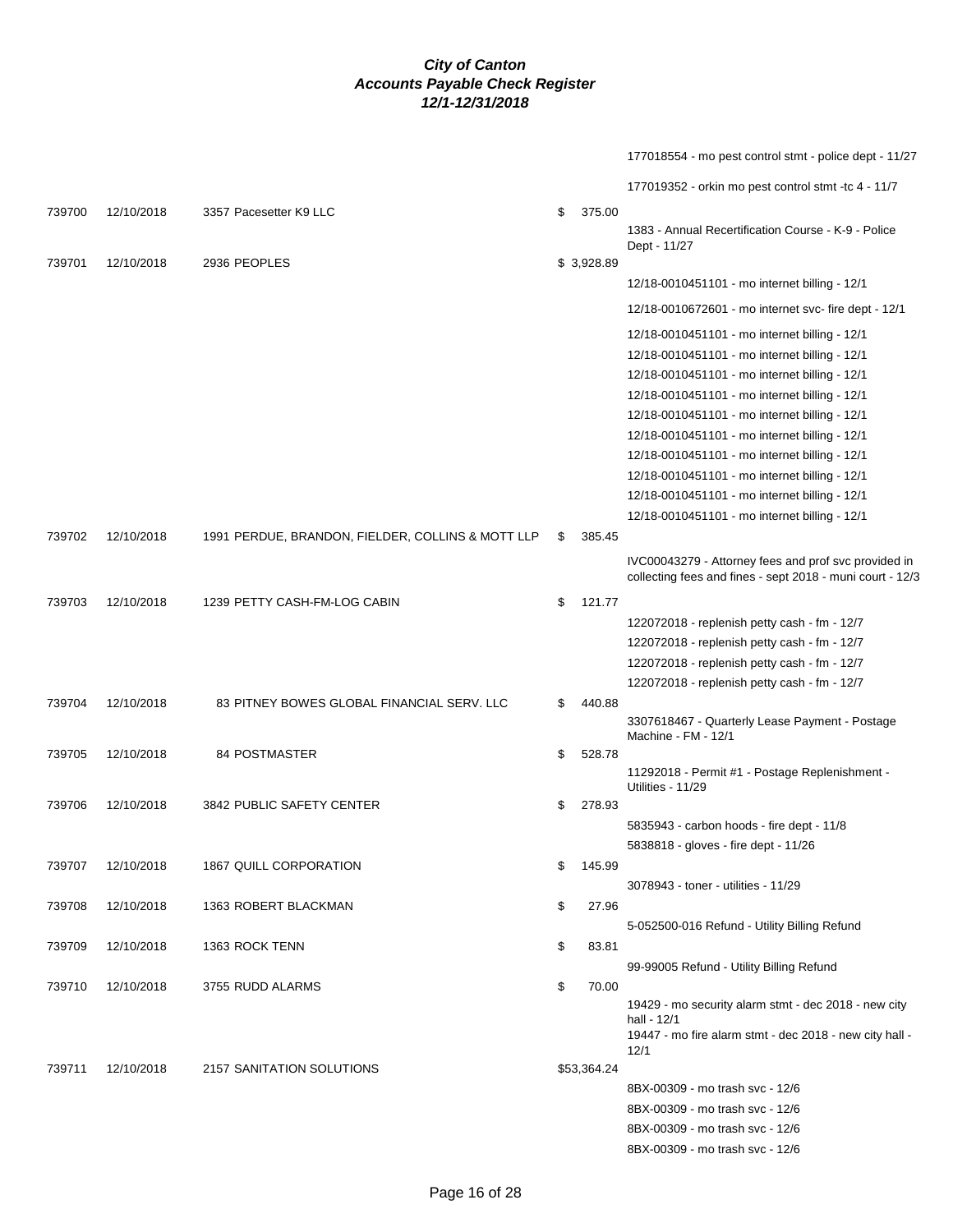# City of Canton
## Accounts Payable Check Register
### 12/1-12/31/2018

| Check # | Date | Vendor | Amount | Description |
|---|---|---|---|---|
| | | | | 177018554 - mo pest control stmt - police dept - 11/27 |
| | | | | 177019352 - orkin mo pest control stmt -tc 4 - 11/7 |
| 739700 | 12/10/2018 | 3357 Pacesetter K9 LLC | $ 375.00 | |
| | | | | 1383 - Annual Recertification Course - K-9 - Police Dept - 11/27 |
| 739701 | 12/10/2018 | 2936 PEOPLES | $ 3,928.89 | |
| | | | | 12/18-0010451101 - mo internet billing - 12/1 |
| | | | | 12/18-0010672601 - mo internet svc- fire dept - 12/1 |
| | | | | 12/18-0010451101 - mo internet billing - 12/1 |
| | | | | 12/18-0010451101 - mo internet billing - 12/1 |
| | | | | 12/18-0010451101 - mo internet billing - 12/1 |
| | | | | 12/18-0010451101 - mo internet billing - 12/1 |
| | | | | 12/18-0010451101 - mo internet billing - 12/1 |
| | | | | 12/18-0010451101 - mo internet billing - 12/1 |
| | | | | 12/18-0010451101 - mo internet billing - 12/1 |
| | | | | 12/18-0010451101 - mo internet billing - 12/1 |
| | | | | 12/18-0010451101 - mo internet billing - 12/1 |
| | | | | 12/18-0010451101 - mo internet billing - 12/1 |
| 739702 | 12/10/2018 | 1991 PERDUE, BRANDON, FIELDER, COLLINS & MOTT LLP | $ 385.45 | |
| | | | | IVC00043279 - Attorney fees and prof svc provided in collecting fees and fines - sept 2018 - muni court - 12/3 |
| 739703 | 12/10/2018 | 1239 PETTY CASH-FM-LOG CABIN | $ 121.77 | |
| | | | | 122072018 - replenish petty cash - fm - 12/7 |
| | | | | 122072018 - replenish petty cash - fm - 12/7 |
| | | | | 122072018 - replenish petty cash - fm - 12/7 |
| | | | | 122072018 - replenish petty cash - fm - 12/7 |
| 739704 | 12/10/2018 | 83 PITNEY BOWES GLOBAL FINANCIAL SERV. LLC | $ 440.88 | |
| | | | | 3307618467 - Quarterly Lease Payment - Postage Machine - FM - 12/1 |
| 739705 | 12/10/2018 | 84 POSTMASTER | $ 528.78 | |
| | | | | 11292018 - Permit #1 - Postage Replenishment - Utilities - 11/29 |
| 739706 | 12/10/2018 | 3842 PUBLIC SAFETY CENTER | $ 278.93 | |
| | | | | 5835943 - carbon hoods - fire dept - 11/8 |
| | | | | 5838818 - gloves - fire dept - 11/26 |
| 739707 | 12/10/2018 | 1867 QUILL CORPORATION | $ 145.99 | |
| | | | | 3078943 - toner - utilities - 11/29 |
| 739708 | 12/10/2018 | 1363 ROBERT BLACKMAN | $ 27.96 | |
| | | | | 5-052500-016 Refund - Utility Billing Refund |
| 739709 | 12/10/2018 | 1363 ROCK TENN | $ 83.81 | |
| | | | | 99-99005 Refund - Utility Billing Refund |
| 739710 | 12/10/2018 | 3755 RUDD ALARMS | $ 70.00 | |
| | | | | 19429 - mo security alarm stmt - dec 2018 - new city hall - 12/1 |
| | | | | 19447 - mo fire alarm stmt - dec 2018 - new city hall - 12/1 |
| 739711 | 12/10/2018 | 2157 SANITATION SOLUTIONS | $53,364.24 | |
| | | | | 8BX-00309 - mo trash svc - 12/6 |
| | | | | 8BX-00309 - mo trash svc - 12/6 |
| | | | | 8BX-00309 - mo trash svc - 12/6 |
| | | | | 8BX-00309 - mo trash svc - 12/6 |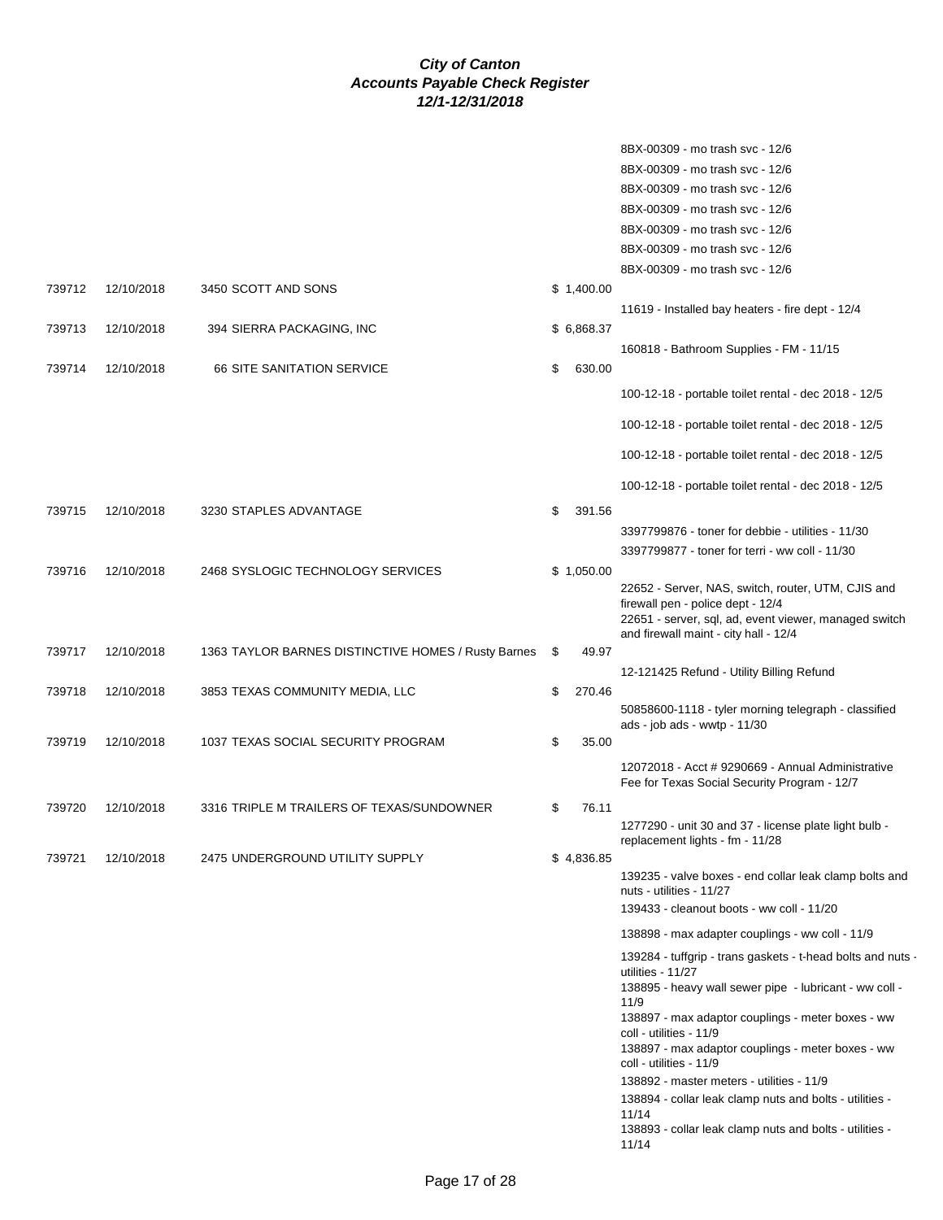# City of Canton
## Accounts Payable Check Register
### 12/1-12/31/2018

| | | | | |
|---|---|---|---|---|
| | | | | 8BX-00309 - mo trash svc - 12/6 |
| | | | | 8BX-00309 - mo trash svc - 12/6 |
| | | | | 8BX-00309 - mo trash svc - 12/6 |
| | | | | 8BX-00309 - mo trash svc - 12/6 |
| | | | | 8BX-00309 - mo trash svc - 12/6 |
| | | | | 8BX-00309 - mo trash svc - 12/6 |
| | | | | 8BX-00309 - mo trash svc - 12/6 |
| 739712 | 12/10/2018 | 3450 SCOTT AND SONS | $ 1,400.00 | |
| | | | | 11619 - Installed bay heaters - fire dept - 12/4 |
| 739713 | 12/10/2018 | 394 SIERRA PACKAGING, INC | $ 6,868.37 | |
| | | | | 160818 - Bathroom Supplies - FM - 11/15 |
| 739714 | 12/10/2018 | 66 SITE SANITATION SERVICE | $ 630.00 | |
| | | | | 100-12-18 - portable toilet rental - dec 2018 - 12/5 |
| | | | | 100-12-18 - portable toilet rental - dec 2018 - 12/5 |
| | | | | 100-12-18 - portable toilet rental - dec 2018 - 12/5 |
| | | | | 100-12-18 - portable toilet rental - dec 2018 - 12/5 |
| 739715 | 12/10/2018 | 3230 STAPLES ADVANTAGE | $ 391.56 | |
| | | | | 3397799876 - toner for debbie - utilities - 11/30 |
| | | | | 3397799877 - toner for terri - ww coll - 11/30 |
| 739716 | 12/10/2018 | 2468 SYSLOGIC TECHNOLOGY SERVICES | $ 1,050.00 | |
| | | | | 22652 - Server, NAS, switch, router, UTM, CJIS and firewall pen - police dept - 12/4 |
| | | | | 22651 - server, sql, ad, event viewer, managed switch and firewall maint - city hall - 12/4 |
| 739717 | 12/10/2018 | 1363 TAYLOR BARNES DISTINCTIVE HOMES / Rusty Barnes | $ 49.97 | |
| | | | | 12-121425 Refund - Utility Billing Refund |
| 739718 | 12/10/2018 | 3853 TEXAS COMMUNITY MEDIA, LLC | $ 270.46 | |
| | | | | 50858600-1118 - tyler morning telegraph - classified ads - job ads - wwtp - 11/30 |
| 739719 | 12/10/2018 | 1037 TEXAS SOCIAL SECURITY PROGRAM | $ 35.00 | |
| | | | | 12072018 - Acct # 9290669 - Annual Administrative Fee for Texas Social Security Program - 12/7 |
| 739720 | 12/10/2018 | 3316 TRIPLE M TRAILERS OF TEXAS/SUNDOWNER | $ 76.11 | |
| | | | | 1277290 - unit 30 and 37 - license plate light bulb - replacement lights - fm - 11/28 |
| 739721 | 12/10/2018 | 2475 UNDERGROUND UTILITY SUPPLY | $ 4,836.85 | |
| | | | | 139235 - valve boxes - end collar leak clamp bolts and nuts - utilities - 11/27 |
| | | | | 139433 - cleanout boots - ww coll - 11/20 |
| | | | | 138898 - max adapter couplings - ww coll - 11/9 |
| | | | | 139284 - tuffgrip - trans gaskets - t-head bolts and nuts - utilities - 11/27 |
| | | | | 138895 - heavy wall sewer pipe - lubricant - ww coll - 11/9 |
| | | | | 138897 - max adaptor couplings - meter boxes - ww coll - utilities - 11/9 |
| | | | | 138897 - max adaptor couplings - meter boxes - ww coll - utilities - 11/9 |
| | | | | 138892 - master meters - utilities - 11/9 |
| | | | | 138894 - collar leak clamp nuts and bolts - utilities - 11/14 |
| | | | | 138893 - collar leak clamp nuts and bolts - utilities - 11/14 |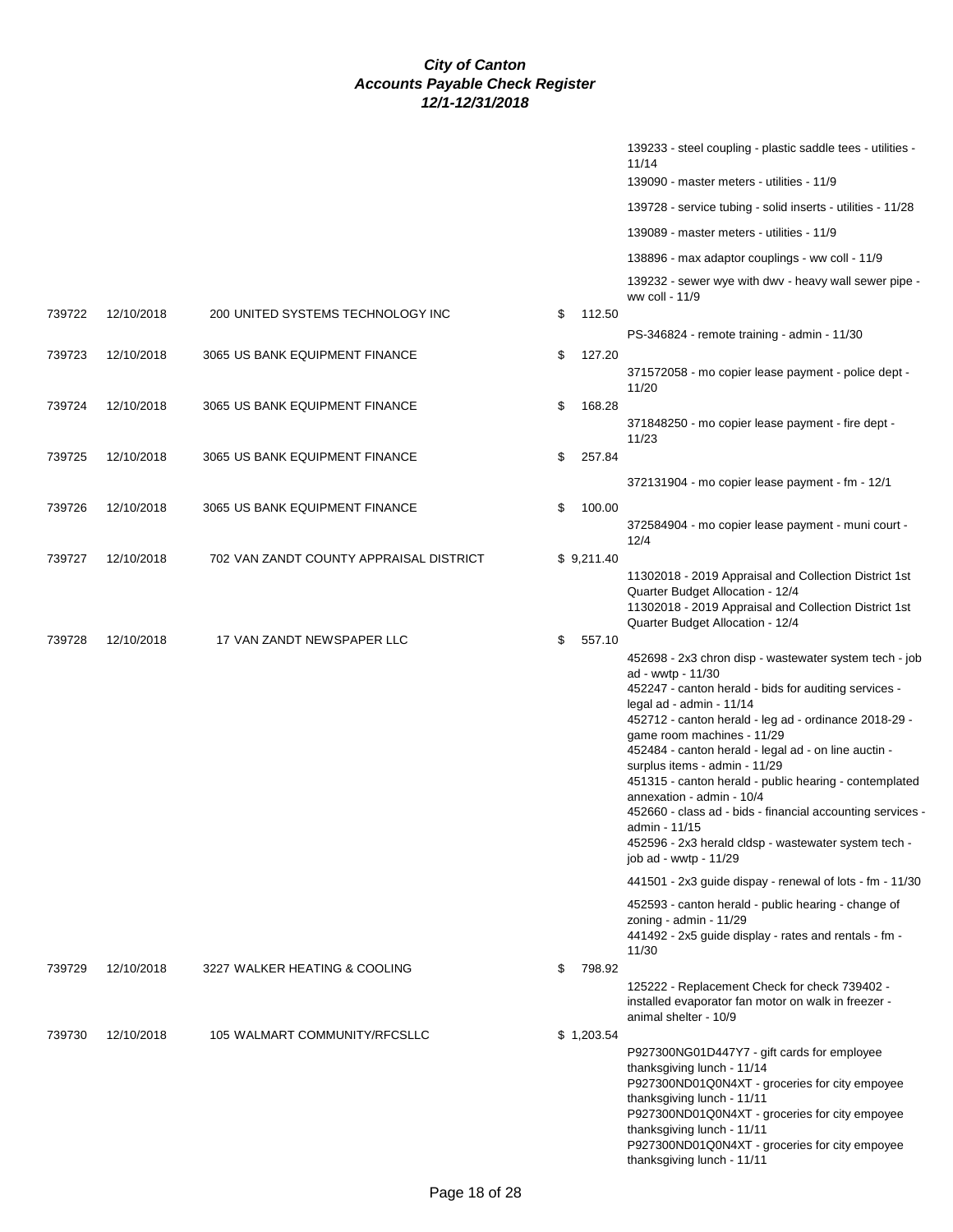# City of Canton
## Accounts Payable Check Register
### 12/1-12/31/2018

| Check # | Date | Vendor | Amount | Description |
|---|---|---|---|---|
| | | | | 139233 - steel coupling - plastic saddle tees - utilities - 11/14 |
| | | | | 139090 - master meters - utilities - 11/9 |
| | | | | 139728 - service tubing - solid inserts - utilities - 11/28 |
| | | | | 139089 - master meters - utilities - 11/9 |
| | | | | 138896 - max adaptor couplings - ww coll - 11/9 |
| | | | | 139232 - sewer wye with dwv - heavy wall sewer pipe - ww coll - 11/9 |
| 739722 | 12/10/2018 | 200 UNITED SYSTEMS TECHNOLOGY INC | $ 112.50 | |
| | | | | PS-346824 - remote training - admin - 11/30 |
| 739723 | 12/10/2018 | 3065 US BANK EQUIPMENT FINANCE | $ 127.20 | |
| | | | | 371572058 - mo copier lease payment - police dept - 11/20 |
| 739724 | 12/10/2018 | 3065 US BANK EQUIPMENT FINANCE | $ 168.28 | |
| | | | | 371848250 - mo copier lease payment - fire dept - 11/23 |
| 739725 | 12/10/2018 | 3065 US BANK EQUIPMENT FINANCE | $ 257.84 | |
| | | | | 372131904 - mo copier lease payment - fm - 12/1 |
| 739726 | 12/10/2018 | 3065 US BANK EQUIPMENT FINANCE | $ 100.00 | |
| | | | | 372584904 - mo copier lease payment - muni court - 12/4 |
| 739727 | 12/10/2018 | 702 VAN ZANDT COUNTY APPRAISAL DISTRICT | $ 9,211.40 | |
| | | | | 11302018 - 2019 Appraisal and Collection District 1st Quarter Budget Allocation - 12/4 |
| | | | | 11302018 - 2019 Appraisal and Collection District 1st Quarter Budget Allocation - 12/4 |
| 739728 | 12/10/2018 | 17 VAN ZANDT NEWSPAPER LLC | $ 557.10 | |
| | | | | 452698 - 2x3 chron disp - wastewater system tech - job ad - wwtp - 11/30 |
| | | | | 452247 - canton herald - bids for auditing services - legal ad - admin - 11/14 |
| | | | | 452712 - canton herald - leg ad - ordinance 2018-29 - game room machines - 11/29 |
| | | | | 452484 - canton herald - legal ad - on line auctin - surplus items - admin - 11/29 |
| | | | | 451315 - canton herald - public hearing - contemplated annexation - admin - 10/4 |
| | | | | 452660 - class ad - bids - financial accounting services - admin - 11/15 |
| | | | | 452596 - 2x3 herald cldsp - wastewater system tech - job ad - wwtp - 11/29 |
| | | | | 441501 - 2x3 guide dispay - renewal of lots - fm - 11/30 |
| | | | | 452593 - canton herald - public hearing - change of zoning - admin - 11/29 |
| | | | | 441492 - 2x5 guide display - rates and rentals - fm - 11/30 |
| 739729 | 12/10/2018 | 3227 WALKER HEATING & COOLING | $ 798.92 | |
| | | | | 125222 - Replacement Check for check 739402 - installed evaporator fan motor on walk in freezer - animal shelter - 10/9 |
| 739730 | 12/10/2018 | 105 WALMART COMMUNITY/RFCSLLC | $ 1,203.54 | |
| | | | | P927300NG01D447Y7 - gift cards for employee thanksgiving lunch - 11/14 |
| | | | | P927300ND01Q0N4XT - groceries for city empoyee thanksgiving lunch - 11/11 |
| | | | | P927300ND01Q0N4XT - groceries for city empoyee thanksgiving lunch - 11/11 |
| | | | | P927300ND01Q0N4XT - groceries for city empoyee thanksgiving lunch - 11/11 |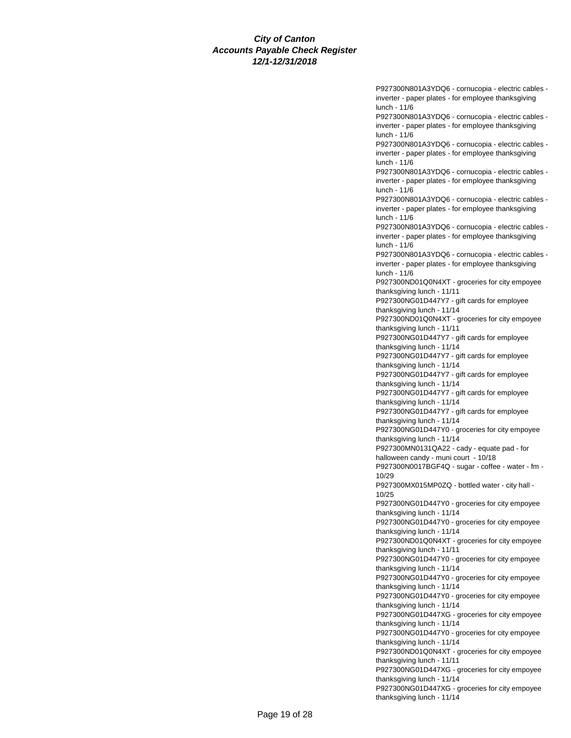**City of Canton**
**Accounts Payable Check Register**
**12/1-12/31/2018**

P927300N801A3YDQ6 - cornucopia - electric cables - inverter - paper plates - for employee thanksgiving lunch - 11/6
P927300N801A3YDQ6 - cornucopia - electric cables - inverter - paper plates - for employee thanksgiving lunch - 11/6
P927300N801A3YDQ6 - cornucopia - electric cables - inverter - paper plates - for employee thanksgiving lunch - 11/6
P927300N801A3YDQ6 - cornucopia - electric cables - inverter - paper plates - for employee thanksgiving lunch - 11/6
P927300N801A3YDQ6 - cornucopia - electric cables - inverter - paper plates - for employee thanksgiving lunch - 11/6
P927300N801A3YDQ6 - cornucopia - electric cables - inverter - paper plates - for employee thanksgiving lunch - 11/6
P927300N801A3YDQ6 - cornucopia - electric cables - inverter - paper plates - for employee thanksgiving lunch - 11/6
P927300ND01Q0N4XT - groceries for city empoyee thanksgiving lunch - 11/11
P927300NG01D447Y7 - gift cards for employee thanksgiving lunch - 11/14
P927300ND01Q0N4XT - groceries for city empoyee thanksgiving lunch - 11/11
P927300NG01D447Y7 - gift cards for employee thanksgiving lunch - 11/14
P927300NG01D447Y7 - gift cards for employee thanksgiving lunch - 11/14
P927300NG01D447Y7 - gift cards for employee thanksgiving lunch - 11/14
P927300NG01D447Y7 - gift cards for employee thanksgiving lunch - 11/14
P927300NG01D447Y7 - gift cards for employee thanksgiving lunch - 11/14
P927300NG01D447Y0 - groceries for city empoyee thanksgiving lunch - 11/14
P927300MN0131QA22 - cady - equate pad - for halloween candy - muni court - 10/18
P927300N0017BGF4Q - sugar - coffee - water - fm - 10/29
P927300MX015MP0ZQ - bottled water - city hall - 10/25
P927300NG01D447Y0 - groceries for city empoyee thanksgiving lunch - 11/14
P927300NG01D447Y0 - groceries for city empoyee thanksgiving lunch - 11/14
P927300ND01Q0N4XT - groceries for city empoyee thanksgiving lunch - 11/11
P927300NG01D447Y0 - groceries for city empoyee thanksgiving lunch - 11/14
P927300NG01D447Y0 - groceries for city empoyee thanksgiving lunch - 11/14
P927300NG01D447Y0 - groceries for city empoyee thanksgiving lunch - 11/14
P927300NG01D447XG - groceries for city empoyee thanksgiving lunch - 11/14
P927300NG01D447Y0 - groceries for city empoyee thanksgiving lunch - 11/14
P927300ND01Q0N4XT - groceries for city empoyee thanksgiving lunch - 11/11
P927300NG01D447XG - groceries for city empoyee thanksgiving lunch - 11/14
P927300NG01D447XG - groceries for city empoyee thanksgiving lunch - 11/14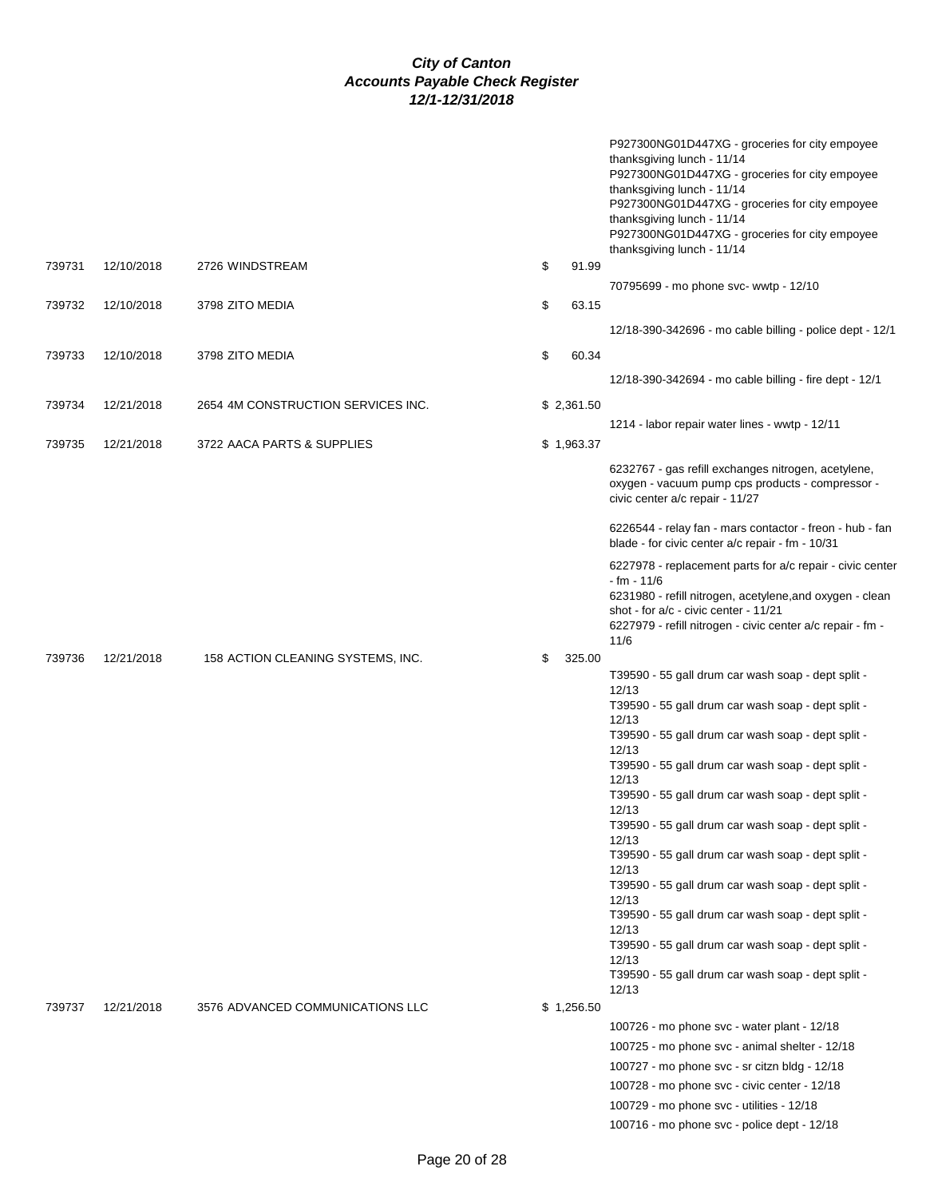# City of Canton
## Accounts Payable Check Register
### 12/1-12/31/2018

| Check # | Date | Vendor | Amount | Description |
|---|---|---|---|---|
| | | | | P927300NG01D447XG - groceries for city empoyee thanksgiving lunch - 11/14 |
| | | | | P927300NG01D447XG - groceries for city empoyee thanksgiving lunch - 11/14 |
| | | | | P927300NG01D447XG - groceries for city empoyee thanksgiving lunch - 11/14 |
| | | | | P927300NG01D447XG - groceries for city empoyee thanksgiving lunch - 11/14 |
| 739731 | 12/10/2018 | 2726 WINDSTREAM | $ 91.99 | |
| | | | | 70795699 - mo phone svc- wwtp - 12/10 |
| 739732 | 12/10/2018 | 3798 ZITO MEDIA | $ 63.15 | |
| | | | | 12/18-390-342696 - mo cable billing - police dept - 12/1 |
| 739733 | 12/10/2018 | 3798 ZITO MEDIA | $ 60.34 | |
| | | | | 12/18-390-342694 - mo cable billing - fire dept - 12/1 |
| 739734 | 12/21/2018 | 2654 4M CONSTRUCTION SERVICES INC. | $ 2,361.50 | |
| | | | | 1214 - labor repair water lines - wwtp - 12/11 |
| 739735 | 12/21/2018 | 3722 AACA PARTS & SUPPLIES | $ 1,963.37 | |
| | | | | 6232767 - gas refill exchanges nitrogen, acetylene, oxygen - vacuum pump cps products - compressor - civic center a/c repair - 11/27 |
| | | | | 6226544 - relay fan - mars contactor - freon - hub - fan blade - for civic center a/c repair - fm - 10/31 |
| | | | | 6227978 - replacement parts for a/c repair - civic center - fm - 11/6 |
| | | | | 6231980 - refill nitrogen, acetylene,and oxygen - clean shot - for a/c - civic center - 11/21 |
| | | | | 6227979 - refill nitrogen - civic center a/c repair - fm - 11/6 |
| 739736 | 12/21/2018 | 158 ACTION CLEANING SYSTEMS, INC. | $ 325.00 | |
| | | | | T39590 - 55 gall drum car wash soap - dept split - 12/13 |
| | | | | T39590 - 55 gall drum car wash soap - dept split - 12/13 |
| | | | | T39590 - 55 gall drum car wash soap - dept split - 12/13 |
| | | | | T39590 - 55 gall drum car wash soap - dept split - 12/13 |
| | | | | T39590 - 55 gall drum car wash soap - dept split - 12/13 |
| | | | | T39590 - 55 gall drum car wash soap - dept split - 12/13 |
| | | | | T39590 - 55 gall drum car wash soap - dept split - 12/13 |
| | | | | T39590 - 55 gall drum car wash soap - dept split - 12/13 |
| | | | | T39590 - 55 gall drum car wash soap - dept split - 12/13 |
| | | | | T39590 - 55 gall drum car wash soap - dept split - 12/13 |
| | | | | T39590 - 55 gall drum car wash soap - dept split - 12/13 |
| 739737 | 12/21/2018 | 3576 ADVANCED COMMUNICATIONS LLC | $ 1,256.50 | |
| | | | | 100726 - mo phone svc - water plant - 12/18 |
| | | | | 100725 - mo phone svc - animal shelter - 12/18 |
| | | | | 100727 - mo phone svc - sr citzn bldg - 12/18 |
| | | | | 100728 - mo phone svc - civic center - 12/18 |
| | | | | 100729 - mo phone svc - utilities - 12/18 |
| | | | | 100716 - mo phone svc - police dept - 12/18 |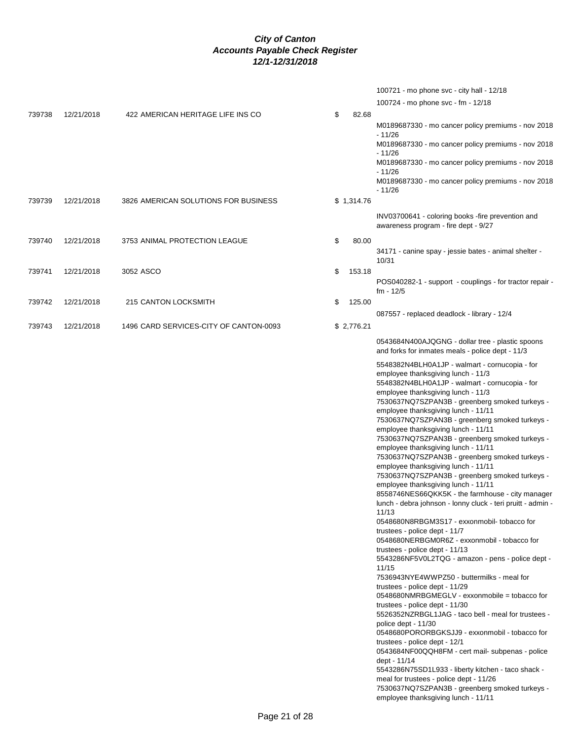**City of Canton**
**Accounts Payable Check Register**
**12/1-12/31/2018**

| Check # | Date | Vendor | Amount | Description |
|---|---|---|---|---|
| | | | | 100721 - mo phone svc - city hall - 12/18 |
| | | | | 100724 - mo phone svc - fm - 12/18 |
| 739738 | 12/21/2018 | 422 AMERICAN HERITAGE LIFE INS CO | $ 82.68 | |
| | | | | M0189687330 - mo cancer policy premiums - nov 2018 - 11/26 |
| | | | | M0189687330 - mo cancer policy premiums - nov 2018 - 11/26 |
| | | | | M0189687330 - mo cancer policy premiums - nov 2018 - 11/26 |
| | | | | M0189687330 - mo cancer policy premiums - nov 2018 - 11/26 |
| 739739 | 12/21/2018 | 3826 AMERICAN SOLUTIONS FOR BUSINESS | $ 1,314.76 | |
| | | | | INV03700641 - coloring books -fire prevention and awareness program - fire dept - 9/27 |
| 739740 | 12/21/2018 | 3753 ANIMAL PROTECTION LEAGUE | $ 80.00 | |
| | | | | 34171 - canine spay - jessie bates - animal shelter - 10/31 |
| 739741 | 12/21/2018 | 3052 ASCO | $ 153.18 | |
| | | | | POS040282-1 - support - couplings - for tractor repair - fm - 12/5 |
| 739742 | 12/21/2018 | 215 CANTON LOCKSMITH | $ 125.00 | |
| | | | | 087557 - replaced deadlock - library - 12/4 |
| 739743 | 12/21/2018 | 1496 CARD SERVICES-CITY OF CANTON-0093 | $ 2,776.21 | |
| | | | | 0543684N400AJQGNG - dollar tree - plastic spoons and forks for inmates meals - police dept - 11/3 |
| | | | | 5548382N4BLH0A1JP - walmart - cornucopia - for employee thanksgiving lunch - 11/3 |
| | | | | 5548382N4BLH0A1JP - walmart - cornucopia - for employee thanksgiving lunch - 11/3 |
| | | | | 7530637NQ7SZPAN3B - greenberg smoked turkeys - employee thanksgiving lunch - 11/11 |
| | | | | 7530637NQ7SZPAN3B - greenberg smoked turkeys - employee thanksgiving lunch - 11/11 |
| | | | | 7530637NQ7SZPAN3B - greenberg smoked turkeys - employee thanksgiving lunch - 11/11 |
| | | | | 7530637NQ7SZPAN3B - greenberg smoked turkeys - employee thanksgiving lunch - 11/11 |
| | | | | 7530637NQ7SZPAN3B - greenberg smoked turkeys - employee thanksgiving lunch - 11/11 |
| | | | | 8558746NES66QKK5K - the farmhouse - city manager lunch - debra johnson - lonny cluck - teri pruitt - admin - 11/13 |
| | | | | 0548680N8RBGM3S17 - exxonmobil- tobacco for trustees - police dept - 11/7 |
| | | | | 0548680NERBGM0R6Z - exxonmobil - tobacco for trustees - police dept - 11/13 |
| | | | | 5543286NF5V0L2TQG - amazon - pens - police dept - 11/15 |
| | | | | 7536943NYE4WWPZ50 - buttermilks - meal for trustees - police dept - 11/29 |
| | | | | 0548680NMRBGMEGLV - exxonmobile = tobacco for trustees - police dept - 11/30 |
| | | | | 5526352NZRBGL1JAG - taco bell - meal for trustees - police dept - 11/30 |
| | | | | 0548680PORORBGKSJJ9 - exxonmobil - tobacco for trustees - police dept - 12/1 |
| | | | | 0543684NF00QQH8FM - cert mail- subpenas - police dept - 11/14 |
| | | | | 5543286N75SD1L933 - liberty kitchen - taco shack - meal for trustees - police dept - 11/26 |
| | | | | 7530637NQ7SZPAN3B - greenberg smoked turkeys - employee thanksgiving lunch - 11/11 |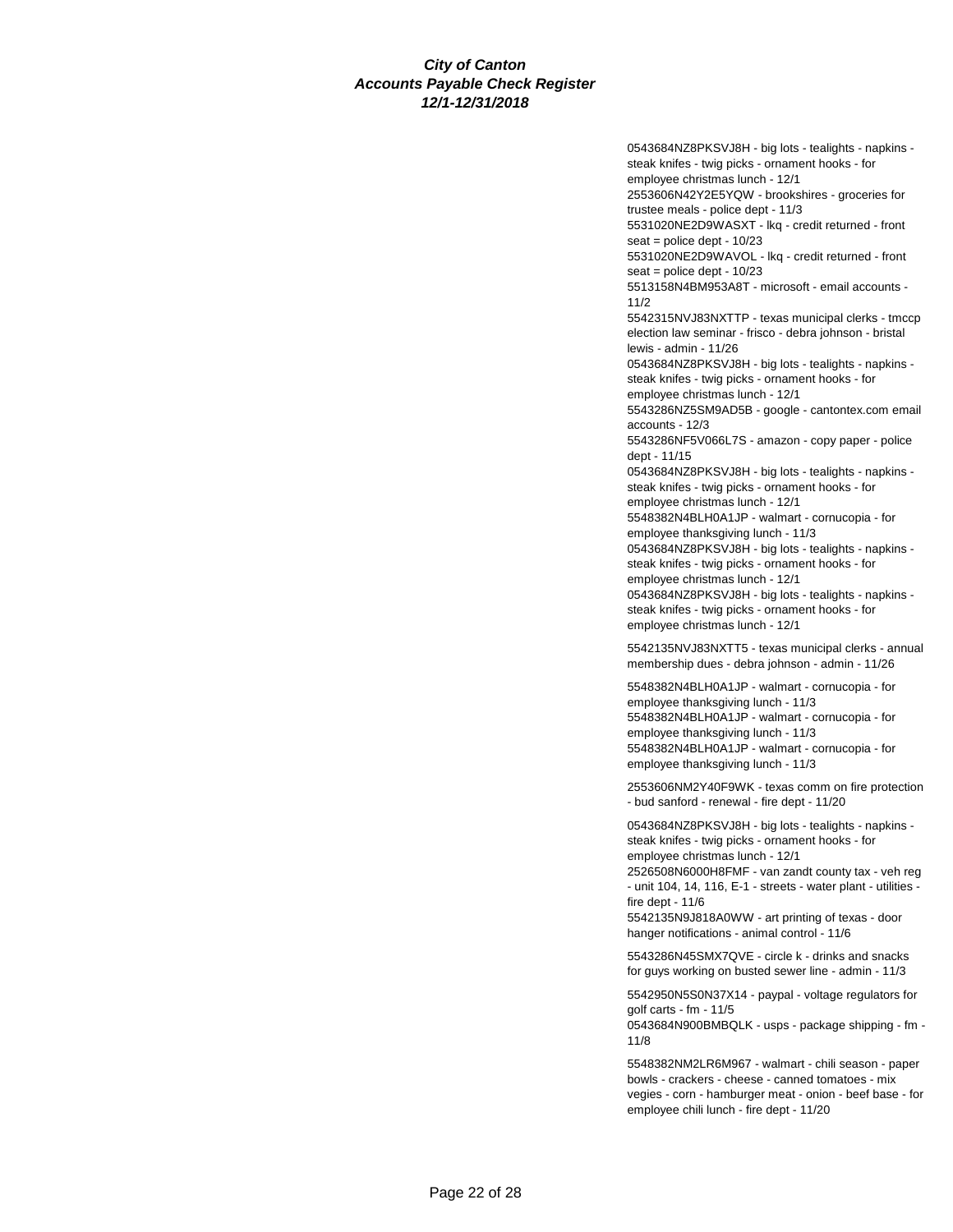**City of Canton**
**Accounts Payable Check Register**
**12/1-12/31/2018**

0543684NZ8PKSVJ8H - big lots - tealights - napkins - steak knifes - twig picks - ornament hooks - for employee christmas lunch - 12/1
2553606N42Y2E5YQW - brookshires - groceries for trustee meals - police dept - 11/3
5531020NE2D9WASXT - lkq - credit returned - front seat = police dept - 10/23
5531020NE2D9WAVOL - lkq - credit returned - front seat = police dept - 10/23
5513158N4BM953A8T - microsoft - email accounts - 11/2
5542315NVJ83NXTTP - texas municipal clerks - tmccp election law seminar - frisco - debra johnson - bristal lewis - admin - 11/26
0543684NZ8PKSVJ8H - big lots - tealights - napkins - steak knifes - twig picks - ornament hooks - for employee christmas lunch - 12/1
5543286NZ5SM9AD5B - google - cantontex.com email accounts - 12/3
5543286NF5V066L7S - amazon - copy paper - police dept - 11/15
0543684NZ8PKSVJ8H - big lots - tealights - napkins - steak knifes - twig picks - ornament hooks - for employee christmas lunch - 12/1
5548382N4BLH0A1JP - walmart - cornucopia - for employee thanksgiving lunch - 11/3
0543684NZ8PKSVJ8H - big lots - tealights - napkins - steak knifes - twig picks - ornament hooks - for employee christmas lunch - 12/1
0543684NZ8PKSVJ8H - big lots - tealights - napkins - steak knifes - twig picks - ornament hooks - for employee christmas lunch - 12/1

5542135NVJ83NXTT5 - texas municipal clerks - annual membership dues - debra johnson - admin - 11/26

5548382N4BLH0A1JP - walmart - cornucopia - for employee thanksgiving lunch - 11/3
5548382N4BLH0A1JP - walmart - cornucopia - for employee thanksgiving lunch - 11/3
5548382N4BLH0A1JP - walmart - cornucopia - for employee thanksgiving lunch - 11/3

2553606NM2Y40F9WK - texas comm on fire protection - bud sanford - renewal - fire dept - 11/20

0543684NZ8PKSVJ8H - big lots - tealights - napkins - steak knifes - twig picks - ornament hooks - for employee christmas lunch - 12/1
2526508N6000H8FMF - van zandt county tax - veh reg - unit 104, 14, 116, E-1 - streets - water plant - utilities - fire dept - 11/6
5542135N9J818A0WW - art printing of texas - door hanger notifications - animal control - 11/6

5543286N45SMX7QVE - circle k - drinks and snacks for guys working on busted sewer line - admin - 11/3

5542950N5S0N37X14 - paypal - voltage regulators for golf carts - fm - 11/5
0543684N900BMBQLK - usps - package shipping - fm - 11/8

5548382NM2LR6M967 - walmart - chili season - paper bowls - crackers - cheese - canned tomatoes - mix vegies - corn - hamburger meat - onion - beef base - for employee chili lunch - fire dept - 11/20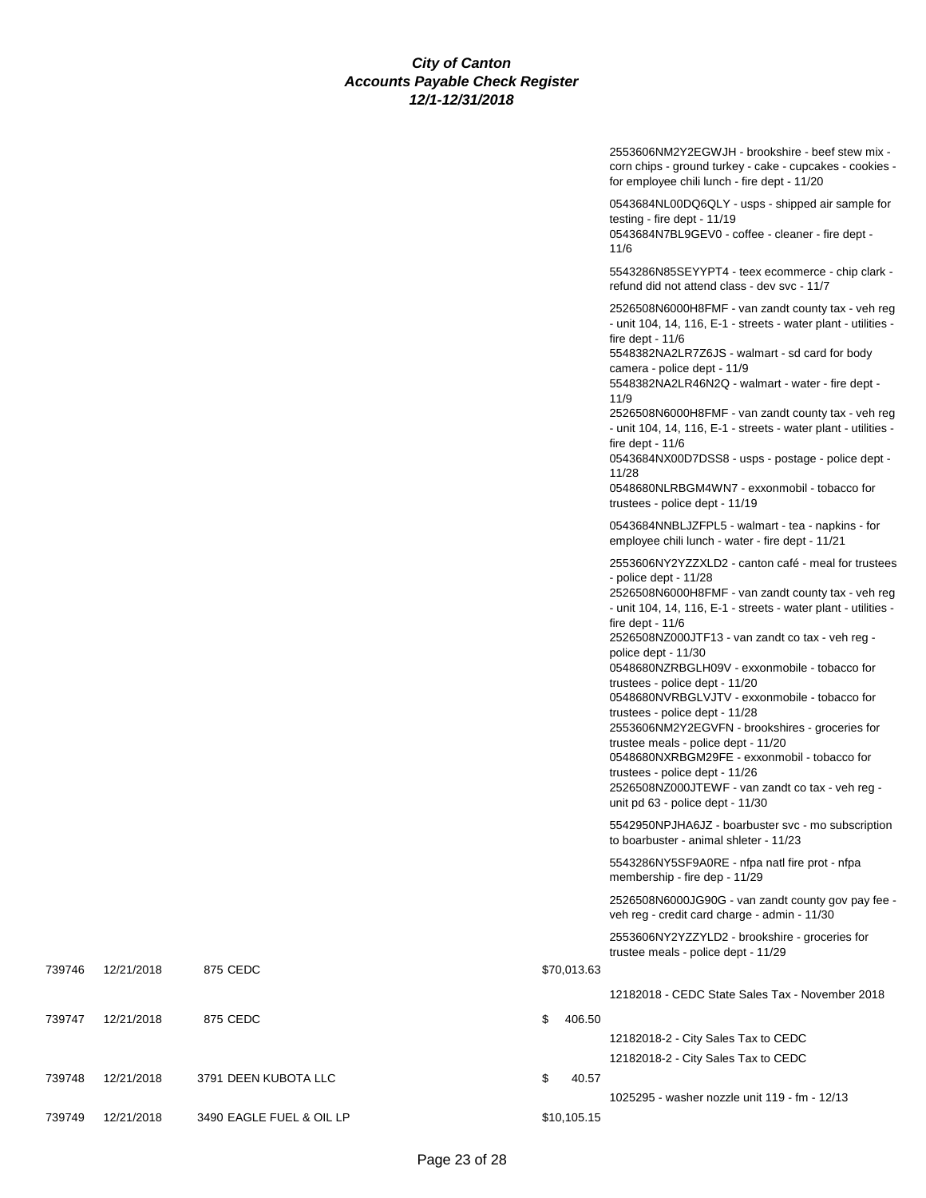**City of Canton**
**Accounts Payable Check Register**
**12/1-12/31/2018**

| Check # | Date | Vendor | Amount | Description |
|---|---|---|---|---|
| | | | | 2553606NM2Y2EGWJH - brookshire - beef stew mix - corn chips - ground turkey - cake - cupcakes - cookies - for employee chili lunch - fire dept - 11/20 |
| | | | | 0543684NL00DQ6QLY - usps - shipped air sample for testing - fire dept - 11/19<br>0543684N7BL9GEV0 - coffee - cleaner - fire dept - 11/6 |
| | | | | 5543286N85SEYYPT4 - teex ecommerce - chip clark - refund did not attend class - dev svc - 11/7 |
| | | | | 2526508N6000H8FMF - van zandt county tax - veh reg - unit 104, 14, 116, E-1 - streets - water plant - utilities - fire dept - 11/6<br>5548382NA2LR7Z6JS - walmart - sd card for body camera - police dept - 11/9<br>5548382NA2LR46N2Q - walmart - water - fire dept - 11/9<br>2526508N6000H8FMF - van zandt county tax - veh reg - unit 104, 14, 116, E-1 - streets - water plant - utilities - fire dept - 11/6<br>0543684NX00D7DSS8 - usps - postage - police dept - 11/28<br>0548680NLRBGM4WN7 - exxonmobil - tobacco for trustees - police dept - 11/19 |
| | | | | 0543684NNBLJZFPL5 - walmart - tea - napkins - for employee chili lunch - water - fire dept - 11/21 |
| | | | | 2553606NY2YZZXLD2 - canton café - meal for trustees - police dept - 11/28<br>2526508N6000H8FMF - van zandt county tax - veh reg - unit 104, 14, 116, E-1 - streets - water plant - utilities - fire dept - 11/6<br>2526508NZ000JTF13 - van zandt co tax - veh reg - police dept - 11/30<br>0548680NZRBGLH09V - exxonmobile - tobacco for trustees - police dept - 11/20<br>0548680NVRBGLVJTV - exxonmobile - tobacco for trustees - police dept - 11/28<br>2553606NM2Y2EGVFN - brookshires - groceries for trustee meals - police dept - 11/20<br>0548680NXRBGM29FE - exxonmobil - tobacco for trustees - police dept - 11/26<br>2526508NZ000JTEWF - van zandt co tax - veh reg - unit pd 63 - police dept - 11/30 |
| | | | | 5542950NPJHA6JZ - boarbuster svc - mo subscription to boarbuster - animal shleter - 11/23 |
| | | | | 5543286NY5SF9A0RE - nfpa natl fire prot - nfpa membership - fire dep - 11/29 |
| | | | | 2526508N6000JG90G - van zandt county gov pay fee - veh reg - credit card charge - admin - 11/30 |
| | | | | 2553606NY2YZZYLD2 - brookshire - groceries for trustee meals - police dept - 11/29 |
| 739746 | 12/21/2018 | 875 CEDC | $70,013.63 | |
| | | | | 12182018 - CEDC State Sales Tax - November 2018 |
| 739747 | 12/21/2018 | 875 CEDC | $ 406.50 | |
| | | | | 12182018-2 - City Sales Tax to CEDC |
| | | | | 12182018-2 - City Sales Tax to CEDC |
| 739748 | 12/21/2018 | 3791 DEEN KUBOTA LLC | $ 40.57 | |
| | | | | 1025295 - washer nozzle unit 119 - fm - 12/13 |
| 739749 | 12/21/2018 | 3490 EAGLE FUEL & OIL LP | $10,105.15 | |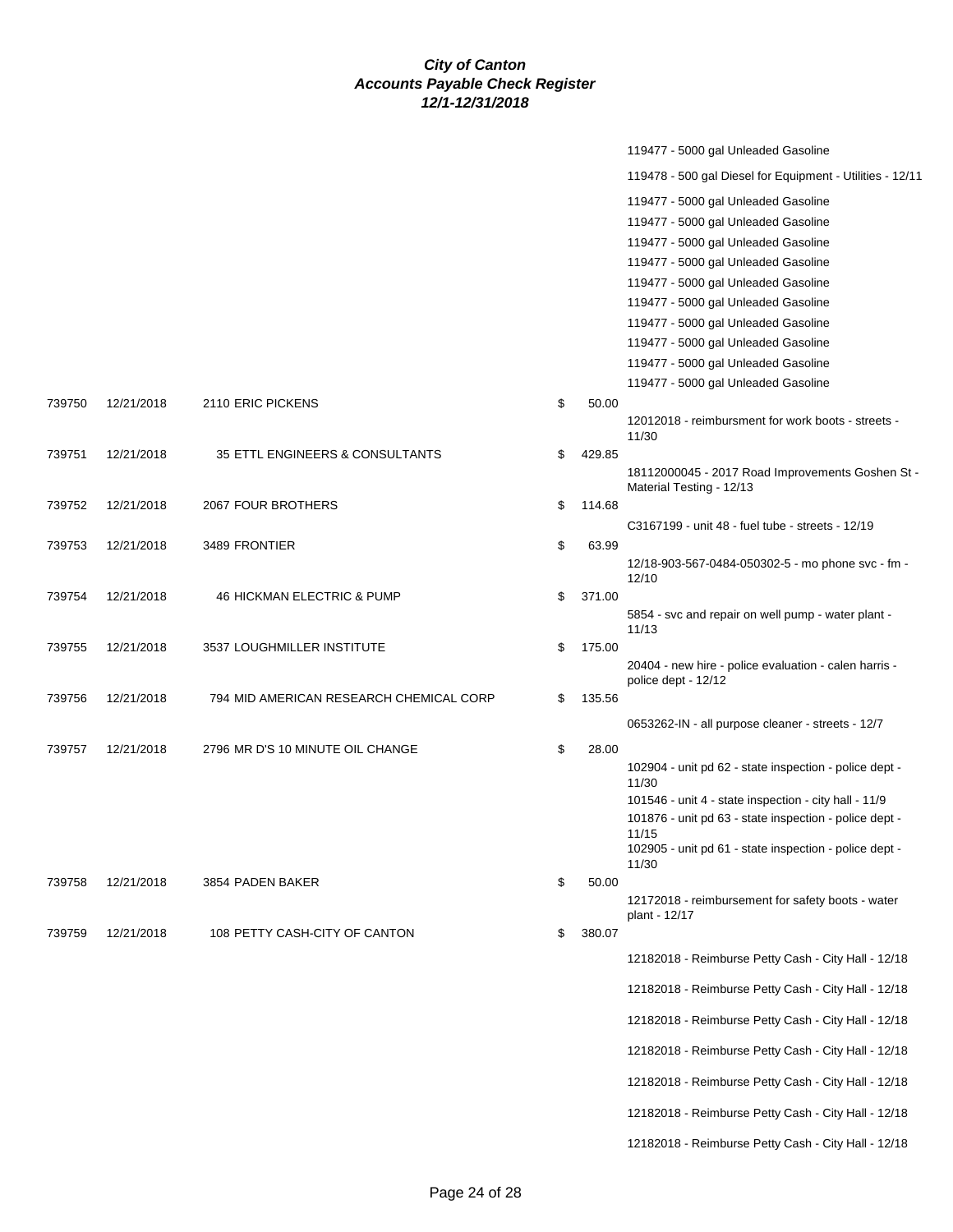**City of Canton**
**Accounts Payable Check Register**
**12/1-12/31/2018**

| Check | Date | Vendor | Amount | Description |
|---|---|---|---|---|
| | | | | 119477 - 5000 gal Unleaded Gasoline |
| | | | | 119478 - 500 gal Diesel for Equipment - Utilities - 12/11 |
| | | | | 119477 - 5000 gal Unleaded Gasoline |
| | | | | 119477 - 5000 gal Unleaded Gasoline |
| | | | | 119477 - 5000 gal Unleaded Gasoline |
| | | | | 119477 - 5000 gal Unleaded Gasoline |
| | | | | 119477 - 5000 gal Unleaded Gasoline |
| | | | | 119477 - 5000 gal Unleaded Gasoline |
| | | | | 119477 - 5000 gal Unleaded Gasoline |
| | | | | 119477 - 5000 gal Unleaded Gasoline |
| | | | | 119477 - 5000 gal Unleaded Gasoline |
| | | | | 119477 - 5000 gal Unleaded Gasoline |
| 739750 | 12/21/2018 | 2110 ERIC PICKENS | $ 50.00 | |
| | | | | 12012018 - reimbursment for work boots - streets - 11/30 |
| 739751 | 12/21/2018 | 35 ETTL ENGINEERS & CONSULTANTS | $ 429.85 | |
| | | | | 18112000045 - 2017 Road Improvements Goshen St - Material Testing - 12/13 |
| 739752 | 12/21/2018 | 2067 FOUR BROTHERS | $ 114.68 | |
| | | | | C3167199 - unit 48 - fuel tube - streets - 12/19 |
| 739753 | 12/21/2018 | 3489 FRONTIER | $ 63.99 | |
| | | | | 12/18-903-567-0484-050302-5 - mo phone svc - fm - 12/10 |
| 739754 | 12/21/2018 | 46 HICKMAN ELECTRIC & PUMP | $ 371.00 | |
| | | | | 5854 - svc and repair on well pump - water plant - 11/13 |
| 739755 | 12/21/2018 | 3537 LOUGHMILLER INSTITUTE | $ 175.00 | |
| | | | | 20404 - new hire - police evaluation - calen harris - police dept - 12/12 |
| 739756 | 12/21/2018 | 794 MID AMERICAN RESEARCH CHEMICAL CORP | $ 135.56 | |
| | | | | 0653262-IN - all purpose cleaner - streets - 12/7 |
| 739757 | 12/21/2018 | 2796 MR D'S 10 MINUTE OIL CHANGE | $ 28.00 | |
| | | | | 102904 - unit pd 62 - state inspection - police dept - 11/30 |
| | | | | 101546 - unit 4 - state inspection - city hall - 11/9 |
| | | | | 101876 - unit pd 63 - state inspection - police dept - 11/15 |
| | | | | 102905 - unit pd 61 - state inspection - police dept - 11/30 |
| 739758 | 12/21/2018 | 3854 PADEN BAKER | $ 50.00 | |
| | | | | 12172018 - reimbursement for safety boots - water plant - 12/17 |
| 739759 | 12/21/2018 | 108 PETTY CASH-CITY OF CANTON | $ 380.07 | |
| | | | | 12182018 - Reimburse Petty Cash - City Hall - 12/18 |
| | | | | 12182018 - Reimburse Petty Cash - City Hall - 12/18 |
| | | | | 12182018 - Reimburse Petty Cash - City Hall - 12/18 |
| | | | | 12182018 - Reimburse Petty Cash - City Hall - 12/18 |
| | | | | 12182018 - Reimburse Petty Cash - City Hall - 12/18 |
| | | | | 12182018 - Reimburse Petty Cash - City Hall - 12/18 |
| | | | | 12182018 - Reimburse Petty Cash - City Hall - 12/18 |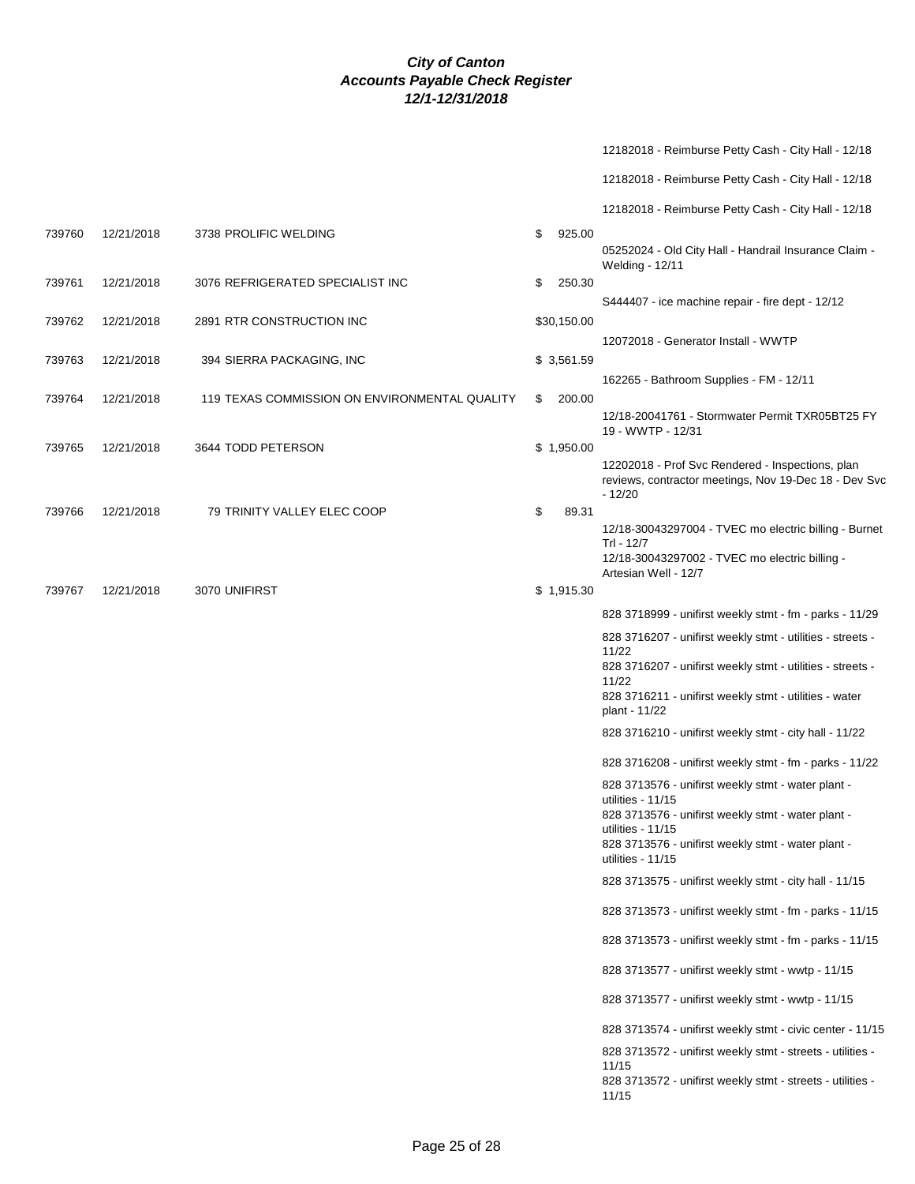# City of Canton
## Accounts Payable Check Register
### 12/1-12/31/2018

| Check # | Date | Vendor | Amount | Description |
|---|---|---|---|---|
| | | | | 12182018 - Reimburse Petty Cash - City Hall - 12/18 |
| | | | | 12182018 - Reimburse Petty Cash - City Hall - 12/18 |
| | | | | 12182018 - Reimburse Petty Cash - City Hall - 12/18 |
| 739760 | 12/21/2018 | 3738 PROLIFIC WELDING | $ 925.00 | |
| | | | | 05252024 - Old City Hall - Handrail Insurance Claim - Welding - 12/11 |
| 739761 | 12/21/2018 | 3076 REFRIGERATED SPECIALIST INC | $ 250.30 | |
| | | | | S444407 - ice machine repair - fire dept - 12/12 |
| 739762 | 12/21/2018 | 2891 RTR CONSTRUCTION INC | $30,150.00 | |
| | | | | 12072018 - Generator Install - WWTP |
| 739763 | 12/21/2018 | 394 SIERRA PACKAGING, INC | $ 3,561.59 | |
| | | | | 162265 - Bathroom Supplies - FM - 12/11 |
| 739764 | 12/21/2018 | 119 TEXAS COMMISSION ON ENVIRONMENTAL QUALITY | $ 200.00 | |
| | | | | 12/18-20041761 - Stormwater Permit TXR05BT25 FY 19 - WWTP - 12/31 |
| 739765 | 12/21/2018 | 3644 TODD PETERSON | $ 1,950.00 | |
| | | | | 12202018 - Prof Svc Rendered - Inspections, plan reviews, contractor meetings, Nov 19-Dec 18 - Dev Svc - 12/20 |
| 739766 | 12/21/2018 | 79 TRINITY VALLEY ELEC COOP | $ 89.31 | |
| | | | | 12/18-30043297004 - TVEC mo electric billing - Burnet Trl - 12/7 |
| | | | | 12/18-30043297002 - TVEC mo electric billing - Artesian Well - 12/7 |
| 739767 | 12/21/2018 | 3070 UNIFIRST | $ 1,915.30 | |
| | | | | 828 3718999 - unifirst weekly stmt - fm - parks - 11/29 |
| | | | | 828 3716207 - unifirst weekly stmt - utilities - streets - 11/22 |
| | | | | 828 3716207 - unifirst weekly stmt - utilities - streets - 11/22 |
| | | | | 828 3716211 - unifirst weekly stmt - utilities - water plant - 11/22 |
| | | | | 828 3716210 - unifirst weekly stmt - city hall - 11/22 |
| | | | | 828 3716208 - unifirst weekly stmt - fm - parks - 11/22 |
| | | | | 828 3713576 - unifirst weekly stmt - water plant - utilities - 11/15 |
| | | | | 828 3713576 - unifirst weekly stmt - water plant - utilities - 11/15 |
| | | | | 828 3713576 - unifirst weekly stmt - water plant - utilities - 11/15 |
| | | | | 828 3713575 - unifirst weekly stmt - city hall - 11/15 |
| | | | | 828 3713573 - unifirst weekly stmt - fm - parks - 11/15 |
| | | | | 828 3713573 - unifirst weekly stmt - fm - parks - 11/15 |
| | | | | 828 3713577 - unifirst weekly stmt - wwtp - 11/15 |
| | | | | 828 3713577 - unifirst weekly stmt - wwtp - 11/15 |
| | | | | 828 3713574 - unifirst weekly stmt - civic center - 11/15 |
| | | | | 828 3713572 - unifirst weekly stmt - streets - utilities - 11/15 |
| | | | | 828 3713572 - unifirst weekly stmt - streets - utilities - 11/15 |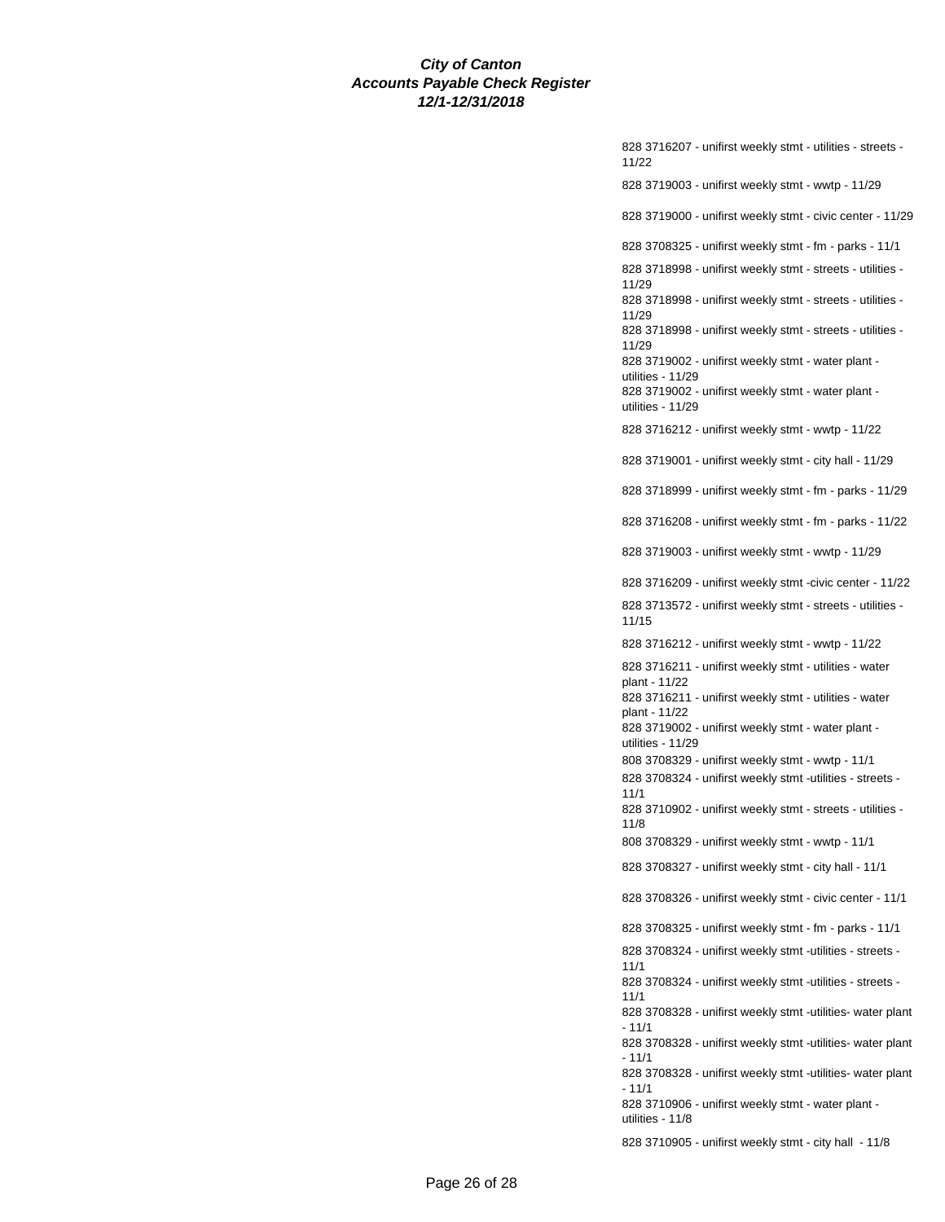***City of Canton***
***Accounts Payable Check Register***
***12/1-12/31/2018***

828 3716207 - unifirst weekly stmt - utilities - streets - 11/22

828 3719003 - unifirst weekly stmt - wwtp - 11/29

828 3719000 - unifirst weekly stmt - civic center - 11/29

828 3708325 - unifirst weekly stmt - fm - parks - 11/1

828 3718998 - unifirst weekly stmt - streets - utilities - 11/29

828 3718998 - unifirst weekly stmt - streets - utilities - 11/29

828 3718998 - unifirst weekly stmt - streets - utilities - 11/29

828 3719002 - unifirst weekly stmt - water plant - utilities - 11/29

828 3719002 - unifirst weekly stmt - water plant - utilities - 11/29

828 3716212 - unifirst weekly stmt - wwtp - 11/22

828 3719001 - unifirst weekly stmt - city hall - 11/29

828 3718999 - unifirst weekly stmt - fm - parks - 11/29

828 3716208 - unifirst weekly stmt - fm - parks - 11/22

828 3719003 - unifirst weekly stmt - wwtp - 11/29

828 3716209 - unifirst weekly stmt -civic center - 11/22

828 3713572 - unifirst weekly stmt - streets - utilities - 11/15

828 3716212 - unifirst weekly stmt - wwtp - 11/22

828 3716211 - unifirst weekly stmt - utilities - water plant - 11/22

828 3716211 - unifirst weekly stmt - utilities - water plant - 11/22

828 3719002 - unifirst weekly stmt - water plant - utilities - 11/29

808 3708329 - unifirst weekly stmt - wwtp - 11/1

828 3708324 - unifirst weekly stmt -utilities - streets - 11/1

828 3710902 - unifirst weekly stmt - streets - utilities - 11/8

808 3708329 - unifirst weekly stmt - wwtp - 11/1

828 3708327 - unifirst weekly stmt - city hall - 11/1

828 3708326 - unifirst weekly stmt - civic center - 11/1

828 3708325 - unifirst weekly stmt - fm - parks - 11/1

828 3708324 - unifirst weekly stmt -utilities - streets - 11/1

828 3708324 - unifirst weekly stmt -utilities - streets - 11/1

828 3708328 - unifirst weekly stmt -utilities- water plant - 11/1

828 3708328 - unifirst weekly stmt -utilities- water plant - 11/1

828 3708328 - unifirst weekly stmt -utilities- water plant - 11/1

828 3710906 - unifirst weekly stmt - water plant - utilities - 11/8

828 3710905 - unifirst weekly stmt - city hall - 11/8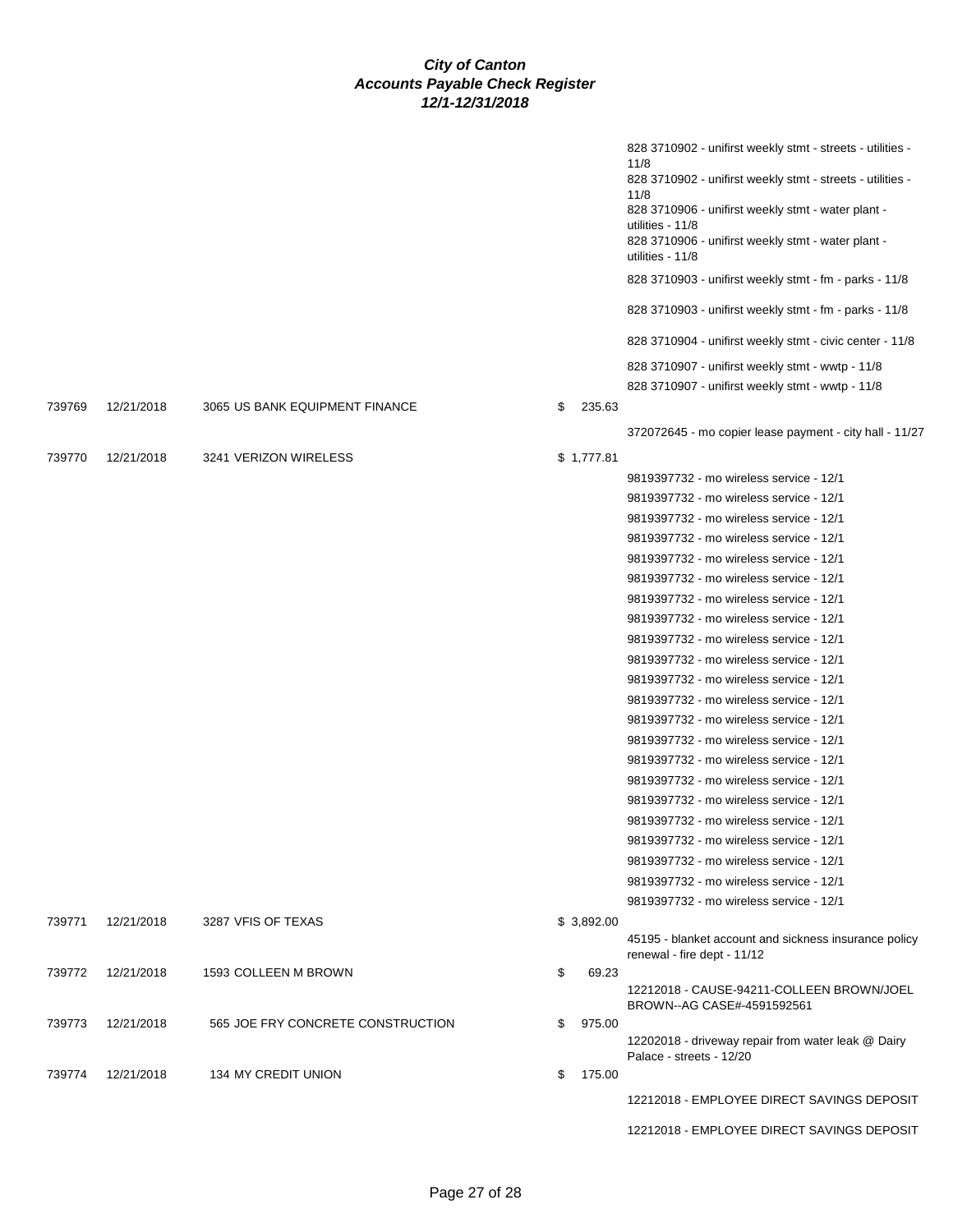# City of Canton
## Accounts Payable Check Register
### 12/1-12/31/2018

| Check # | Date | Vendor | Amount | Description |
|---|---|---|---|---|
| | | | | 828 3710902 - unifirst weekly stmt - streets - utilities - 11/8 |
| | | | | 828 3710902 - unifirst weekly stmt - streets - utilities - 11/8 |
| | | | | 828 3710906 - unifirst weekly stmt - water plant - utilities - 11/8 |
| | | | | 828 3710906 - unifirst weekly stmt - water plant - utilities - 11/8 |
| | | | | 828 3710903 - unifirst weekly stmt - fm - parks - 11/8 |
| | | | | 828 3710903 - unifirst weekly stmt - fm - parks - 11/8 |
| | | | | 828 3710904 - unifirst weekly stmt - civic center - 11/8 |
| | | | | 828 3710907 - unifirst weekly stmt - wwtp - 11/8 |
| | | | | 828 3710907 - unifirst weekly stmt - wwtp - 11/8 |
| 739769 | 12/21/2018 | 3065 US BANK EQUIPMENT FINANCE | $ 235.63 | |
| | | | | 372072645 - mo copier lease payment - city hall - 11/27 |
| 739770 | 12/21/2018 | 3241 VERIZON WIRELESS | $ 1,777.81 | |
| | | | | 9819397732 - mo wireless service - 12/1 |
| | | | | 9819397732 - mo wireless service - 12/1 |
| | | | | 9819397732 - mo wireless service - 12/1 |
| | | | | 9819397732 - mo wireless service - 12/1 |
| | | | | 9819397732 - mo wireless service - 12/1 |
| | | | | 9819397732 - mo wireless service - 12/1 |
| | | | | 9819397732 - mo wireless service - 12/1 |
| | | | | 9819397732 - mo wireless service - 12/1 |
| | | | | 9819397732 - mo wireless service - 12/1 |
| | | | | 9819397732 - mo wireless service - 12/1 |
| | | | | 9819397732 - mo wireless service - 12/1 |
| | | | | 9819397732 - mo wireless service - 12/1 |
| | | | | 9819397732 - mo wireless service - 12/1 |
| | | | | 9819397732 - mo wireless service - 12/1 |
| | | | | 9819397732 - mo wireless service - 12/1 |
| | | | | 9819397732 - mo wireless service - 12/1 |
| | | | | 9819397732 - mo wireless service - 12/1 |
| | | | | 9819397732 - mo wireless service - 12/1 |
| | | | | 9819397732 - mo wireless service - 12/1 |
| | | | | 9819397732 - mo wireless service - 12/1 |
| | | | | 9819397732 - mo wireless service - 12/1 |
| | | | | 9819397732 - mo wireless service - 12/1 |
| 739771 | 12/21/2018 | 3287 VFIS OF TEXAS | $ 3,892.00 | |
| | | | | 45195 - blanket account and sickness insurance policy renewal - fire dept - 11/12 |
| 739772 | 12/21/2018 | 1593 COLLEEN M BROWN | $ 69.23 | |
| | | | | 12212018 - CAUSE-94211-COLLEEN BROWN/JOEL BROWN--AG CASE#-4591592561 |
| 739773 | 12/21/2018 | 565 JOE FRY CONCRETE CONSTRUCTION | $ 975.00 | |
| | | | | 12202018 - driveway repair from water leak @ Dairy Palace - streets - 12/20 |
| 739774 | 12/21/2018 | 134 MY CREDIT UNION | $ 175.00 | |
| | | | | 12212018 - EMPLOYEE DIRECT SAVINGS DEPOSIT |
| | | | | 12212018 - EMPLOYEE DIRECT SAVINGS DEPOSIT |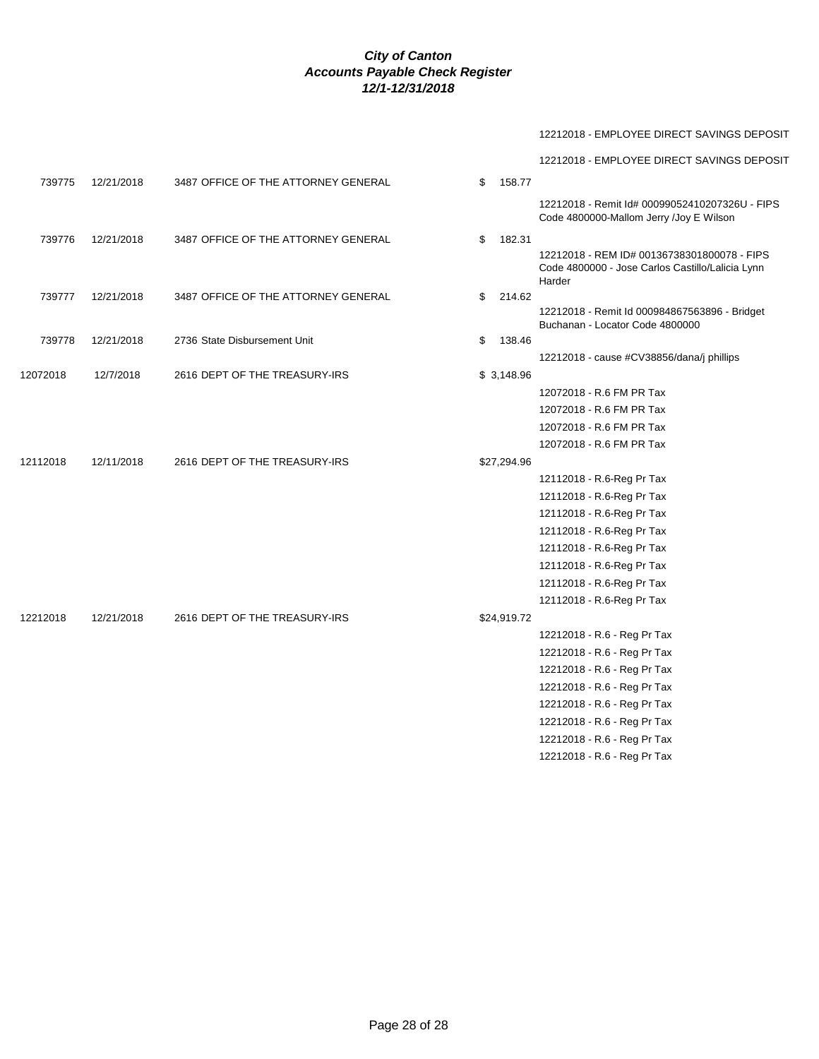# City of Canton
## Accounts Payable Check Register
## 12/1-12/31/2018

| | | | | |
|---|---|---|---|---|
| | | | | 12212018 - EMPLOYEE DIRECT SAVINGS DEPOSIT |
| | | | | 12212018 - EMPLOYEE DIRECT SAVINGS DEPOSIT |
| 739775 | 12/21/2018 | 3487 OFFICE OF THE ATTORNEY GENERAL | $ 158.77 | |
| | | | | 12212018 - Remit Id# 00099052410207326U - FIPS Code 4800000-Mallom Jerry /Joy E Wilson |
| 739776 | 12/21/2018 | 3487 OFFICE OF THE ATTORNEY GENERAL | $ 182.31 | |
| | | | | 12212018 - REM ID# 00136738301800078 - FIPS Code 4800000 - Jose Carlos Castillo/Lalicia Lynn Harder |
| 739777 | 12/21/2018 | 3487 OFFICE OF THE ATTORNEY GENERAL | $ 214.62 | |
| | | | | 12212018 - Remit Id 000984867563896 - Bridget Buchanan - Locator Code 4800000 |
| 739778 | 12/21/2018 | 2736 State Disbursement Unit | $ 138.46 | |
| | | | | 12212018 - cause #CV38856/dana/j phillips |
| 12072018 | 12/7/2018 | 2616 DEPT OF THE TREASURY-IRS | $ 3,148.96 | |
| | | | | 12072018 - R.6 FM PR Tax |
| | | | | 12072018 - R.6 FM PR Tax |
| | | | | 12072018 - R.6 FM PR Tax |
| | | | | 12072018 - R.6 FM PR Tax |
| 12112018 | 12/11/2018 | 2616 DEPT OF THE TREASURY-IRS | $27,294.96 | |
| | | | | 12112018 - R.6-Reg Pr Tax |
| | | | | 12112018 - R.6-Reg Pr Tax |
| | | | | 12112018 - R.6-Reg Pr Tax |
| | | | | 12112018 - R.6-Reg Pr Tax |
| | | | | 12112018 - R.6-Reg Pr Tax |
| | | | | 12112018 - R.6-Reg Pr Tax |
| | | | | 12112018 - R.6-Reg Pr Tax |
| | | | | 12112018 - R.6-Reg Pr Tax |
| 12212018 | 12/21/2018 | 2616 DEPT OF THE TREASURY-IRS | $24,919.72 | |
| | | | | 12212018 - R.6 - Reg Pr Tax |
| | | | | 12212018 - R.6 - Reg Pr Tax |
| | | | | 12212018 - R.6 - Reg Pr Tax |
| | | | | 12212018 - R.6 - Reg Pr Tax |
| | | | | 12212018 - R.6 - Reg Pr Tax |
| | | | | 12212018 - R.6 - Reg Pr Tax |
| | | | | 12212018 - R.6 - Reg Pr Tax |
| | | | | 12212018 - R.6 - Reg Pr Tax |